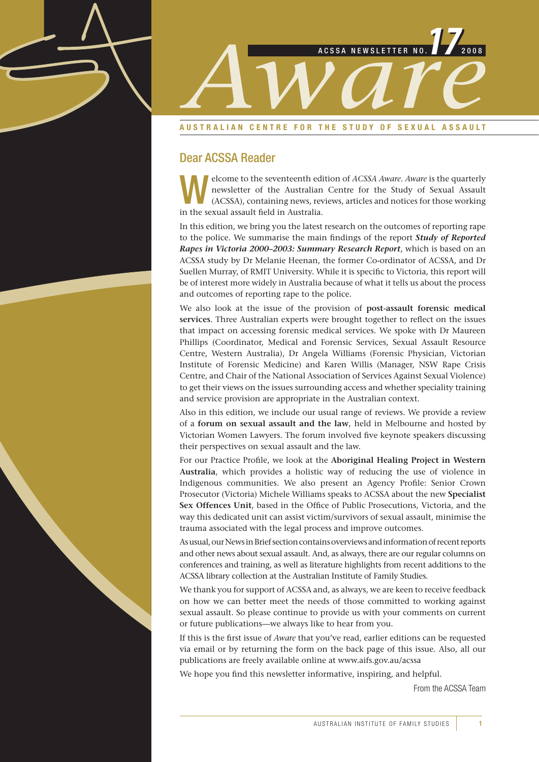# Aware

ACSSA NEWSLETTER NO. 17 2008

AUSTRALIAN CENTRE FOR THE STUDY OF SEXUAL ASSAULT

## Dear ACSSA Reader

Welcome to the seventeenth edition of *ACSSA Aware*. *Aware* is the quarterly newsletter of the Australian Centre for the Study of Sexual Assault (ACSSA), containing news, reviews, articles and notices for those working in the sexual assault field in Australia.

In this edition, we bring you the latest research on the outcomes of reporting rape to the police. We summarise the main findings of the report ***Study of Reported Rapes in Victoria 2000–2003: Summary Research Report***, which is based on an ACSSA study by Dr Melanie Heenan, the former Co-ordinator of ACSSA, and Dr Suellen Murray, of RMIT University. While it is specific to Victoria, this report will be of interest more widely in Australia because of what it tells us about the process and outcomes of reporting rape to the police.

We also look at the issue of the provision of **post-assault forensic medical services**. Three Australian experts were brought together to reflect on the issues that impact on accessing forensic medical services. We spoke with Dr Maureen Phillips (Coordinator, Medical and Forensic Services, Sexual Assault Resource Centre, Western Australia), Dr Angela Williams (Forensic Physician, Victorian Institute of Forensic Medicine) and Karen Willis (Manager, NSW Rape Crisis Centre, and Chair of the National Association of Services Against Sexual Violence) to get their views on the issues surrounding access and whether speciality training and service provision are appropriate in the Australian context.

Also in this edition, we include our usual range of reviews. We provide a review of a **forum on sexual assault and the law**, held in Melbourne and hosted by Victorian Women Lawyers. The forum involved five keynote speakers discussing their perspectives on sexual assault and the law.

For our Practice Profile, we look at the **Aboriginal Healing Project in Western Australia**, which provides a holistic way of reducing the use of violence in Indigenous communities. We also present an Agency Profile: Senior Crown Prosecutor (Victoria) Michele Williams speaks to ACSSA about the new **Specialist Sex Offences Unit**, based in the Office of Public Prosecutions, Victoria, and the way this dedicated unit can assist victim/survivors of sexual assault, minimise the trauma associated with the legal process and improve outcomes.

As usual, our News in Brief section contains overviews and information of recent reports and other news about sexual assault. And, as always, there are our regular columns on conferences and training, as well as literature highlights from recent additions to the ACSSA library collection at the Australian Institute of Family Studies.

We thank you for support of ACSSA and, as always, we are keen to receive feedback on how we can better meet the needs of those committed to working against sexual assault. So please continue to provide us with your comments on current or future publications—we always like to hear from you.

If this is the first issue of *Aware* that you've read, earlier editions can be requested via email or by returning the form on the back page of this issue. Also, all our publications are freely available online at www.aifs.gov.au/acssa

We hope you find this newsletter informative, inspiring, and helpful.

From the ACSSA Team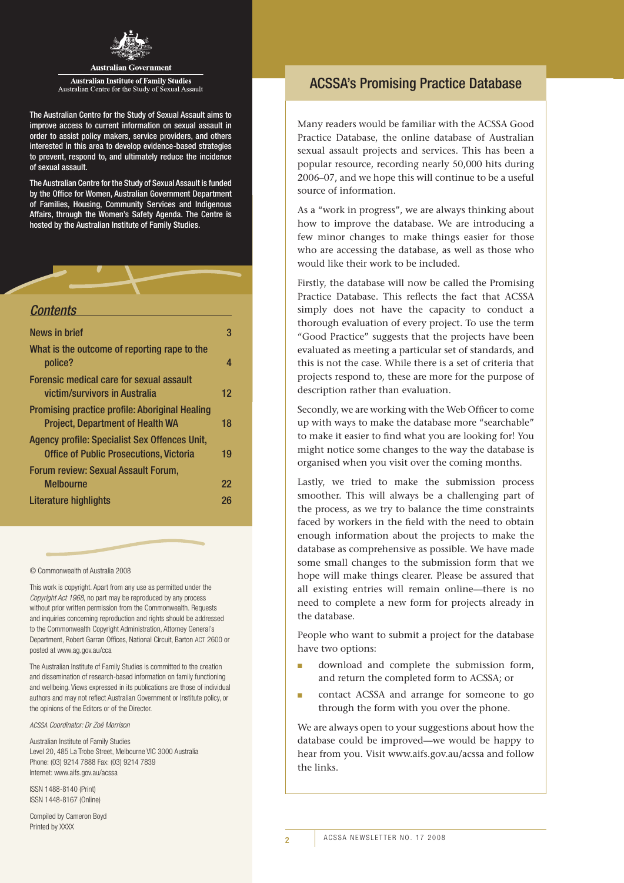Australian Government

Australian Institute of Family Studies
Australian Centre for the Study of Sexual Assault

The Australian Centre for the Study of Sexual Assault aims to improve access to current information on sexual assault in order to assist policy makers, service providers, and others interested in this area to develop evidence-based strategies to prevent, respond to, and ultimately reduce the incidence of sexual assault.

The Australian Centre for the Study of Sexual Assault is funded by the Office for Women, Australian Government Department of Families, Housing, Community Services and Indigenous Affairs, through the Women's Safety Agenda. The Centre is hosted by the Australian Institute of Family Studies.

## *Contents*

| | |
|---|---|
| News in brief | 3 |
| What is the outcome of reporting rape to the police? | 4 |
| Forensic medical care for sexual assault victim/survivors in Australia | 12 |
| Promising practice profile: Aboriginal Healing Project, Department of Health WA | 18 |
| Agency profile: Specialist Sex Offences Unit, Office of Public Prosecutions, Victoria | 19 |
| Forum review: Sexual Assault Forum, Melbourne | 22 |
| Literature highlights | 26 |

© Commonwealth of Australia 2008

This work is copyright. Apart from any use as permitted under the *Copyright Act 1968*, no part may be reproduced by any process without prior written permission from the Commonwealth. Requests and inquiries concerning reproduction and rights should be addressed to the Commonwealth Copyright Administration, Attorney General's Department, Robert Garran Offices, National Circuit, Barton ACT 2600 or posted at www.ag.gov.au/cca

The Australian Institute of Family Studies is committed to the creation and dissemination of research-based information on family functioning and wellbeing. Views expressed in its publications are those of individual authors and may not reflect Australian Government or Institute policy, or the opinions of the Editors or of the Director.

*ACSSA Coordinator: Dr Zoë Morrison*

Australian Institute of Family Studies
Level 20, 485 La Trobe Street, Melbourne VIC 3000 Australia
Phone: (03) 9214 7888 Fax: (03) 9214 7839
Internet: www.aifs.gov.au/acssa

ISSN 1488-8140 (Print)
ISSN 1448-8167 (Online)

Compiled by Cameron Boyd
Printed by XXXX

## ACSSA's Promising Practice Database

Many readers would be familiar with the ACSSA Good Practice Database, the online database of Australian sexual assault projects and services. This has been a popular resource, recording nearly 50,000 hits during 2006–07, and we hope this will continue to be a useful source of information.

As a "work in progress", we are always thinking about how to improve the database. We are introducing a few minor changes to make things easier for those who are accessing the database, as well as those who would like their work to be included.

Firstly, the database will now be called the Promising Practice Database. This reflects the fact that ACSSA simply does not have the capacity to conduct a thorough evaluation of every project. To use the term "Good Practice" suggests that the projects have been evaluated as meeting a particular set of standards, and this is not the case. While there is a set of criteria that projects respond to, these are more for the purpose of description rather than evaluation.

Secondly, we are working with the Web Officer to come up with ways to make the database more "searchable" to make it easier to find what you are looking for! You might notice some changes to the way the database is organised when you visit over the coming months.

Lastly, we tried to make the submission process smoother. This will always be a challenging part of the process, as we try to balance the time constraints faced by workers in the field with the need to obtain enough information about the projects to make the database as comprehensive as possible. We have made some small changes to the submission form that we hope will make things clearer. Please be assured that all existing entries will remain online—there is no need to complete a new form for projects already in the database.

People who want to submit a project for the database have two options:

- download and complete the submission form, and return the completed form to ACSSA; or
- contact ACSSA and arrange for someone to go through the form with you over the phone.

We are always open to your suggestions about how the database could be improved—we would be happy to hear from you. Visit www.aifs.gov.au/acssa and follow the links.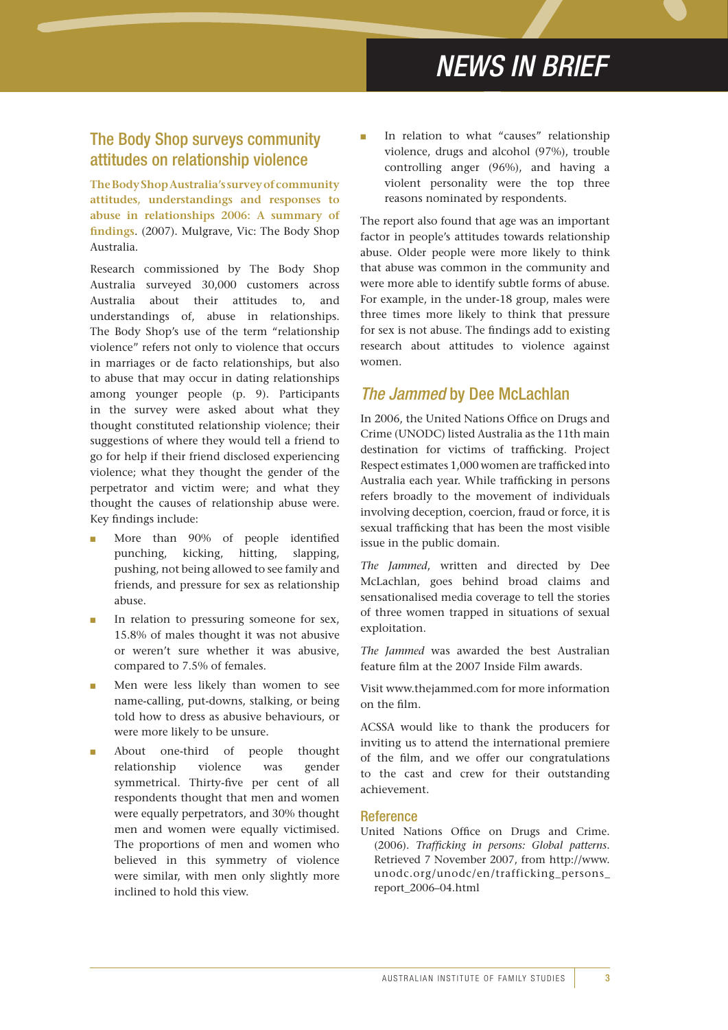# NEWS IN BRIEF

## The Body Shop surveys community attitudes on relationship violence

**The Body Shop Australia's survey of community attitudes, understandings and responses to abuse in relationships 2006: A summary of findings**. (2007). Mulgrave, Vic: The Body Shop Australia.

Research commissioned by The Body Shop Australia surveyed 30,000 customers across Australia about their attitudes to, and understandings of, abuse in relationships. The Body Shop's use of the term "relationship violence" refers not only to violence that occurs in marriages or de facto relationships, but also to abuse that may occur in dating relationships among younger people (p. 9). Participants in the survey were asked about what they thought constituted relationship violence; their suggestions of where they would tell a friend to go for help if their friend disclosed experiencing violence; what they thought the gender of the perpetrator and victim were; and what they thought the causes of relationship abuse were. Key findings include:

- More than 90% of people identified punching, kicking, hitting, slapping, pushing, not being allowed to see family and friends, and pressure for sex as relationship abuse.
- In relation to pressuring someone for sex, 15.8% of males thought it was not abusive or weren't sure whether it was abusive, compared to 7.5% of females.
- Men were less likely than women to see name-calling, put-downs, stalking, or being told how to dress as abusive behaviours, or were more likely to be unsure.
- About one-third of people thought relationship violence was gender symmetrical. Thirty-five per cent of all respondents thought that men and women were equally perpetrators, and 30% thought men and women were equally victimised. The proportions of men and women who believed in this symmetry of violence were similar, with men only slightly more inclined to hold this view.
- In relation to what "causes" relationship violence, drugs and alcohol (97%), trouble controlling anger (96%), and having a violent personality were the top three reasons nominated by respondents.

The report also found that age was an important factor in people's attitudes towards relationship abuse. Older people were more likely to think that abuse was common in the community and were more able to identify subtle forms of abuse. For example, in the under-18 group, males were three times more likely to think that pressure for sex is not abuse. The findings add to existing research about attitudes to violence against women.

## *The Jammed* by Dee McLachlan

In 2006, the United Nations Office on Drugs and Crime (UNODC) listed Australia as the 11th main destination for victims of trafficking. Project Respect estimates 1,000 women are trafficked into Australia each year. While trafficking in persons refers broadly to the movement of individuals involving deception, coercion, fraud or force, it is sexual trafficking that has been the most visible issue in the public domain.

*The Jammed*, written and directed by Dee McLachlan, goes behind broad claims and sensationalised media coverage to tell the stories of three women trapped in situations of sexual exploitation.

*The Jammed* was awarded the best Australian feature film at the 2007 Inside Film awards.

Visit www.thejammed.com for more information on the film.

ACSSA would like to thank the producers for inviting us to attend the international premiere of the film, and we offer our congratulations to the cast and crew for their outstanding achievement.

### Reference

United Nations Office on Drugs and Crime. (2006). *Trafficking in persons: Global patterns*. Retrieved 7 November 2007, from http://www.unodc.org/unodc/en/trafficking_persons_report_2006–04.html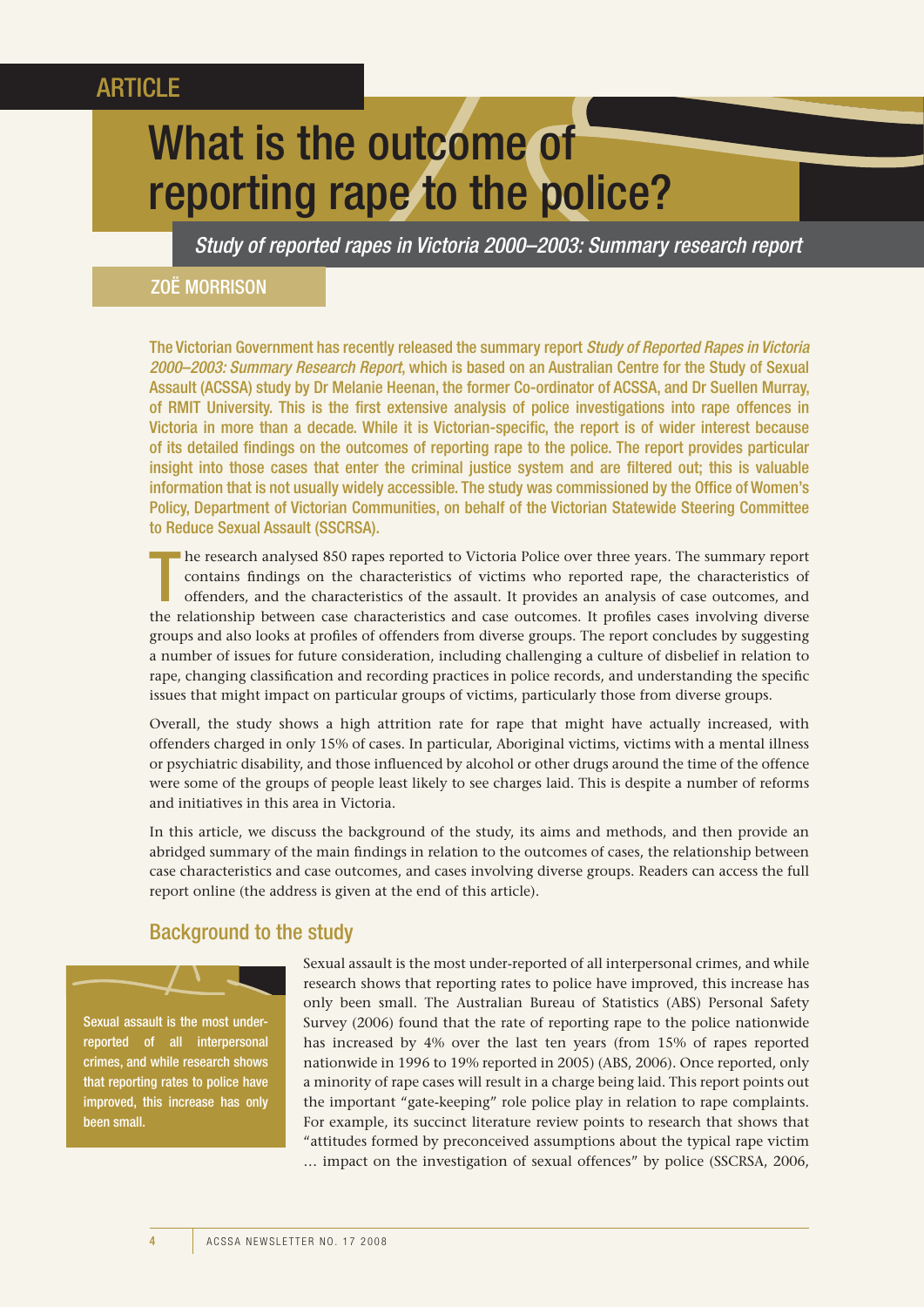ARTICLE

# What is the outcome of reporting rape to the police?

*Study of reported rapes in Victoria 2000–2003: Summary research report*

ZOË MORRISON

**The Victorian Government has recently released the summary report *Study of Reported Rapes in Victoria 2000–2003: Summary Research Report*, which is based on an Australian Centre for the Study of Sexual Assault (ACSSA) study by Dr Melanie Heenan, the former Co-ordinator of ACSSA, and Dr Suellen Murray, of RMIT University. This is the first extensive analysis of police investigations into rape offences in Victoria in more than a decade. While it is Victorian-specific, the report is of wider interest because of its detailed findings on the outcomes of reporting rape to the police. The report provides particular insight into those cases that enter the criminal justice system and are filtered out; this is valuable information that is not usually widely accessible. The study was commissioned by the Office of Women's Policy, Department of Victorian Communities, on behalf of the Victorian Statewide Steering Committee to Reduce Sexual Assault (SSCRSA).**

The research analysed 850 rapes reported to Victoria Police over three years. The summary report contains findings on the characteristics of victims who reported rape, the characteristics of offenders, and the characteristics of the assault. It provides an analysis of case outcomes, and the relationship between case characteristics and case outcomes. It profiles cases involving diverse groups and also looks at profiles of offenders from diverse groups. The report concludes by suggesting a number of issues for future consideration, including challenging a culture of disbelief in relation to rape, changing classification and recording practices in police records, and understanding the specific issues that might impact on particular groups of victims, particularly those from diverse groups.

Overall, the study shows a high attrition rate for rape that might have actually increased, with offenders charged in only 15% of cases. In particular, Aboriginal victims, victims with a mental illness or psychiatric disability, and those influenced by alcohol or other drugs around the time of the offence were some of the groups of people least likely to see charges laid. This is despite a number of reforms and initiatives in this area in Victoria.

In this article, we discuss the background of the study, its aims and methods, and then provide an abridged summary of the main findings in relation to the outcomes of cases, the relationship between case characteristics and case outcomes, and cases involving diverse groups. Readers can access the full report online (the address is given at the end of this article).

## Background to the study

> Sexual assault is the most under-reported of all interpersonal crimes, and while research shows that reporting rates to police have improved, this increase has only been small.

Sexual assault is the most under-reported of all interpersonal crimes, and while research shows that reporting rates to police have improved, this increase has only been small. The Australian Bureau of Statistics (ABS) Personal Safety Survey (2006) found that the rate of reporting rape to the police nationwide has increased by 4% over the last ten years (from 15% of rapes reported nationwide in 1996 to 19% reported in 2005) (ABS, 2006). Once reported, only a minority of rape cases will result in a charge being laid. This report points out the important "gate-keeping" role police play in relation to rape complaints. For example, its succinct literature review points to research that shows that "attitudes formed by preconceived assumptions about the typical rape victim … impact on the investigation of sexual offences" by police (SSCRSA, 2006,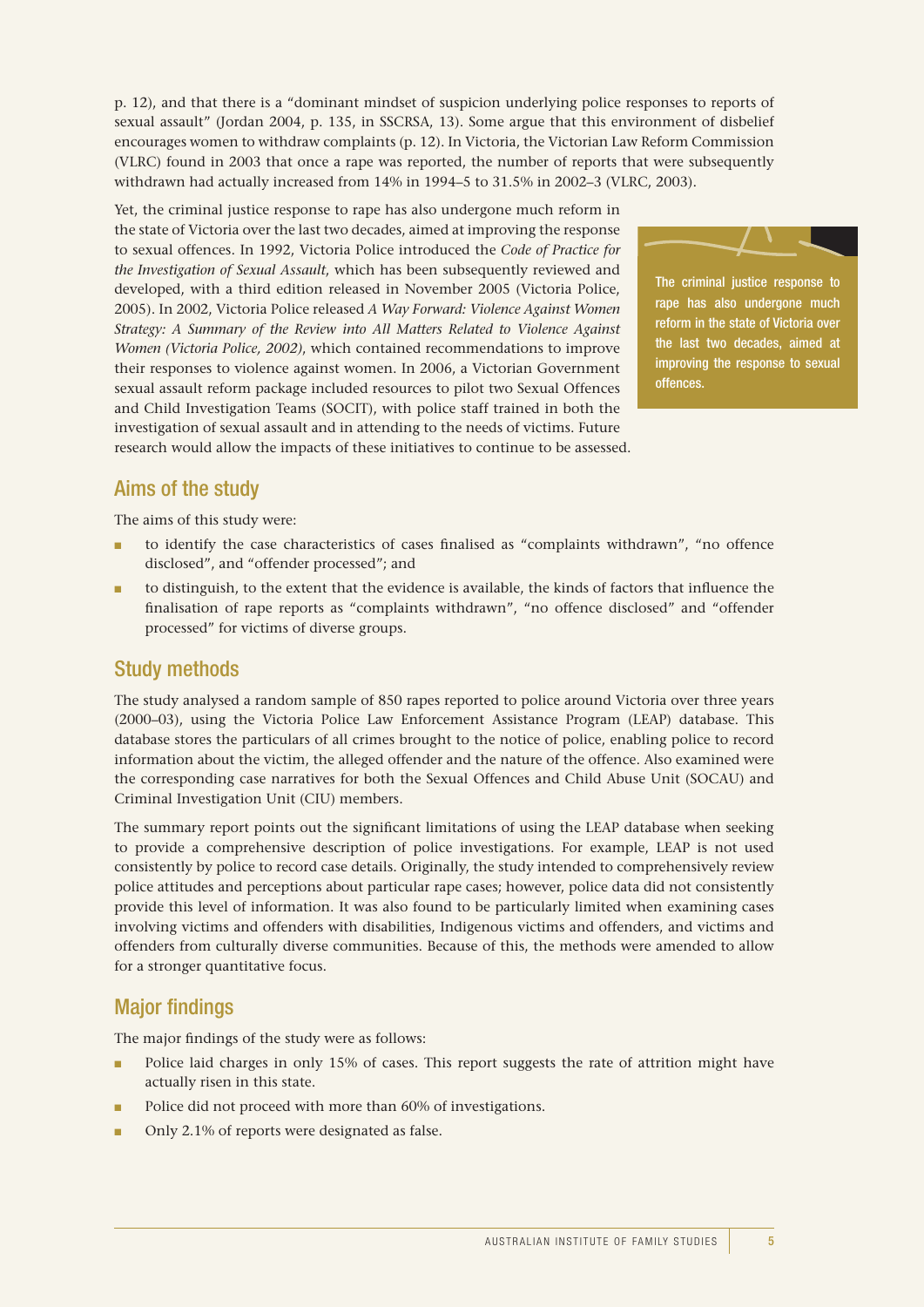p. 12), and that there is a "dominant mindset of suspicion underlying police responses to reports of sexual assault" (Jordan 2004, p. 135, in SSCRSA, 13). Some argue that this environment of disbelief encourages women to withdraw complaints (p. 12). In Victoria, the Victorian Law Reform Commission (VLRC) found in 2003 that once a rape was reported, the number of reports that were subsequently withdrawn had actually increased from 14% in 1994–5 to 31.5% in 2002–3 (VLRC, 2003).

Yet, the criminal justice response to rape has also undergone much reform in the state of Victoria over the last two decades, aimed at improving the response to sexual offences. In 1992, Victoria Police introduced the *Code of Practice for the Investigation of Sexual Assault*, which has been subsequently reviewed and developed, with a third edition released in November 2005 (Victoria Police, 2005). In 2002, Victoria Police released *A Way Forward: Violence Against Women Strategy: A Summary of the Review into All Matters Related to Violence Against Women (Victoria Police, 2002)*, which contained recommendations to improve their responses to violence against women. In 2006, a Victorian Government sexual assault reform package included resources to pilot two Sexual Offences and Child Investigation Teams (SOCIT), with police staff trained in both the investigation of sexual assault and in attending to the needs of victims. Future research would allow the impacts of these initiatives to continue to be assessed.

> The criminal justice response to rape has also undergone much reform in the state of Victoria over the last two decades, aimed at improving the response to sexual offences.

## Aims of the study

The aims of this study were:

- to identify the case characteristics of cases finalised as "complaints withdrawn", "no offence disclosed", and "offender processed"; and
- to distinguish, to the extent that the evidence is available, the kinds of factors that influence the finalisation of rape reports as "complaints withdrawn", "no offence disclosed" and "offender processed" for victims of diverse groups.

## Study methods

The study analysed a random sample of 850 rapes reported to police around Victoria over three years (2000–03), using the Victoria Police Law Enforcement Assistance Program (LEAP) database. This database stores the particulars of all crimes brought to the notice of police, enabling police to record information about the victim, the alleged offender and the nature of the offence. Also examined were the corresponding case narratives for both the Sexual Offences and Child Abuse Unit (SOCAU) and Criminal Investigation Unit (CIU) members.

The summary report points out the significant limitations of using the LEAP database when seeking to provide a comprehensive description of police investigations. For example, LEAP is not used consistently by police to record case details. Originally, the study intended to comprehensively review police attitudes and perceptions about particular rape cases; however, police data did not consistently provide this level of information. It was also found to be particularly limited when examining cases involving victims and offenders with disabilities, Indigenous victims and offenders, and victims and offenders from culturally diverse communities. Because of this, the methods were amended to allow for a stronger quantitative focus.

## Major findings

The major findings of the study were as follows:

- Police laid charges in only 15% of cases. This report suggests the rate of attrition might have actually risen in this state.
- Police did not proceed with more than 60% of investigations.
- Only 2.1% of reports were designated as false.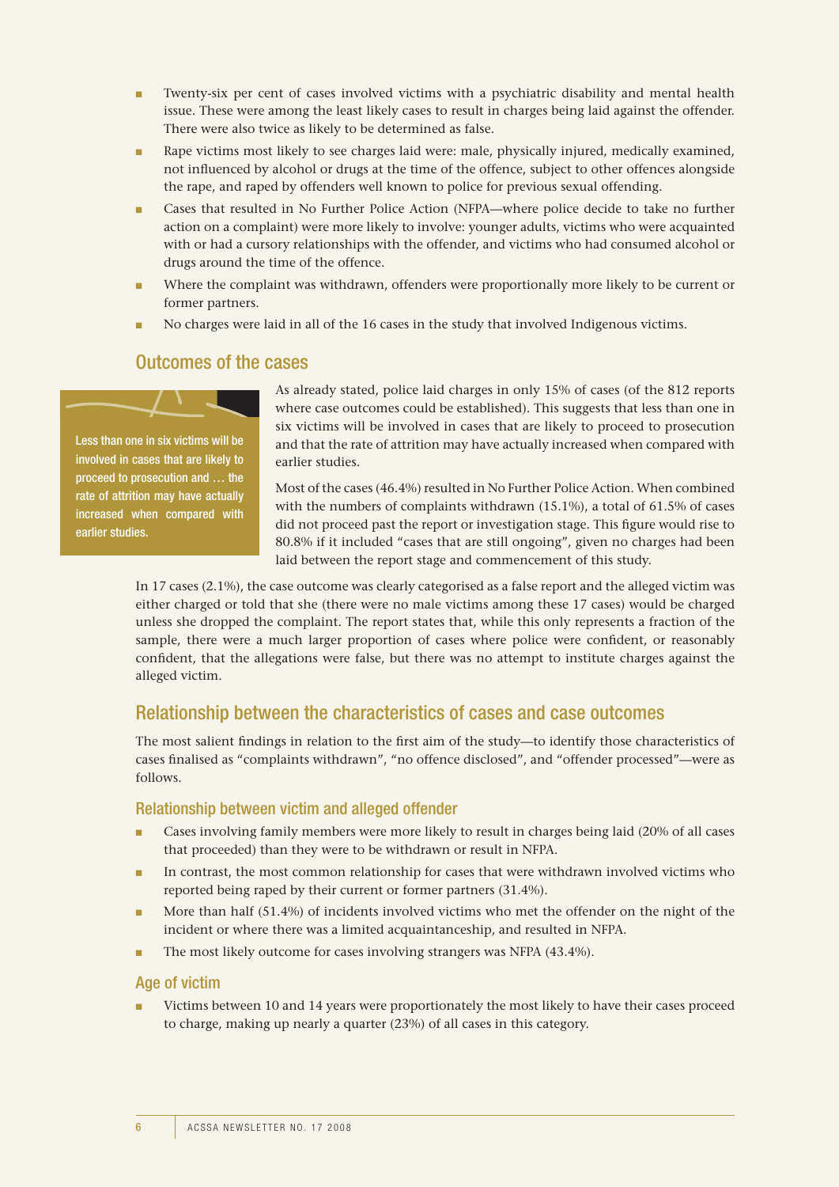- Twenty-six per cent of cases involved victims with a psychiatric disability and mental health issue. These were among the least likely cases to result in charges being laid against the offender. There were also twice as likely to be determined as false.
- Rape victims most likely to see charges laid were: male, physically injured, medically examined, not influenced by alcohol or drugs at the time of the offence, subject to other offences alongside the rape, and raped by offenders well known to police for previous sexual offending.
- Cases that resulted in No Further Police Action (NFPA—where police decide to take no further action on a complaint) were more likely to involve: younger adults, victims who were acquainted with or had a cursory relationships with the offender, and victims who had consumed alcohol or drugs around the time of the offence.
- Where the complaint was withdrawn, offenders were proportionally more likely to be current or former partners.
- No charges were laid in all of the 16 cases in the study that involved Indigenous victims.

## Outcomes of the cases

> Less than one in six victims will be involved in cases that are likely to proceed to prosecution and … the rate of attrition may have actually increased when compared with earlier studies.

As already stated, police laid charges in only 15% of cases (of the 812 reports where case outcomes could be established). This suggests that less than one in six victims will be involved in cases that are likely to proceed to prosecution and that the rate of attrition may have actually increased when compared with earlier studies.

Most of the cases (46.4%) resulted in No Further Police Action. When combined with the numbers of complaints withdrawn (15.1%), a total of 61.5% of cases did not proceed past the report or investigation stage. This figure would rise to 80.8% if it included "cases that are still ongoing", given no charges had been laid between the report stage and commencement of this study.

In 17 cases (2.1%), the case outcome was clearly categorised as a false report and the alleged victim was either charged or told that she (there were no male victims among these 17 cases) would be charged unless she dropped the complaint. The report states that, while this only represents a fraction of the sample, there were a much larger proportion of cases where police were confident, or reasonably confident, that the allegations were false, but there was no attempt to institute charges against the alleged victim.

## Relationship between the characteristics of cases and case outcomes

The most salient findings in relation to the first aim of the study—to identify those characteristics of cases finalised as "complaints withdrawn", "no offence disclosed", and "offender processed"—were as follows.

### Relationship between victim and alleged offender

- Cases involving family members were more likely to result in charges being laid (20% of all cases that proceeded) than they were to be withdrawn or result in NFPA.
- In contrast, the most common relationship for cases that were withdrawn involved victims who reported being raped by their current or former partners (31.4%).
- More than half (51.4%) of incidents involved victims who met the offender on the night of the incident or where there was a limited acquaintanceship, and resulted in NFPA.
- The most likely outcome for cases involving strangers was NFPA (43.4%).

### Age of victim

- Victims between 10 and 14 years were proportionately the most likely to have their cases proceed to charge, making up nearly a quarter (23%) of all cases in this category.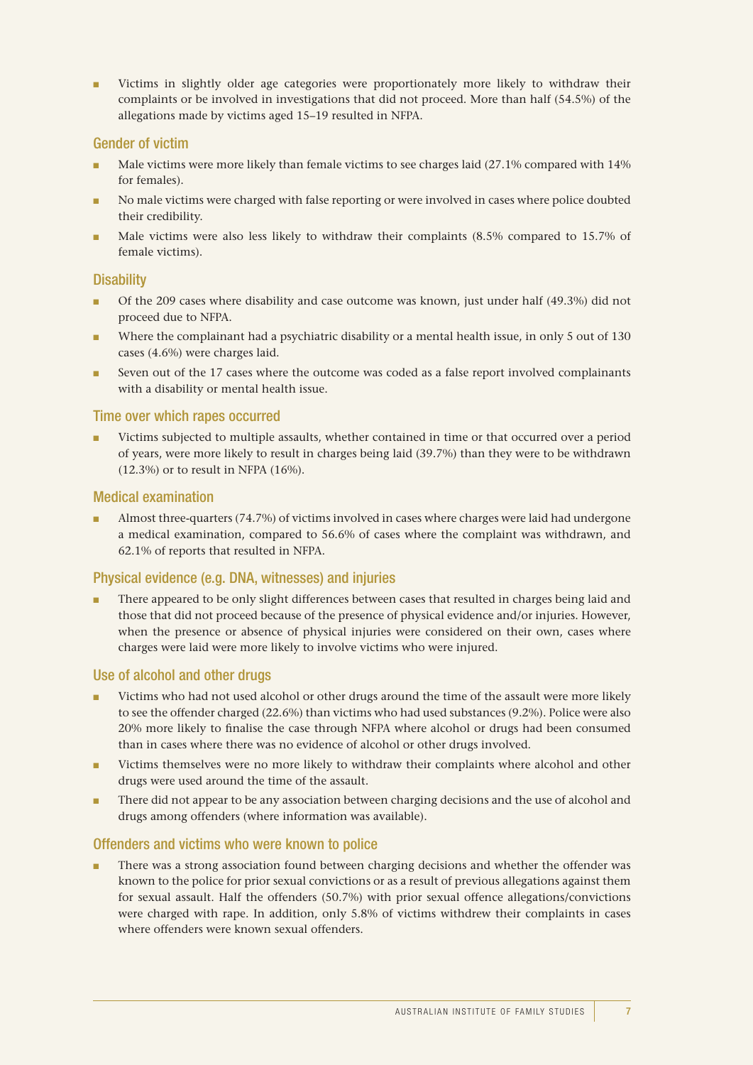- Victims in slightly older age categories were proportionately more likely to withdraw their complaints or be involved in investigations that did not proceed. More than half (54.5%) of the allegations made by victims aged 15–19 resulted in NFPA.

### Gender of victim

- Male victims were more likely than female victims to see charges laid (27.1% compared with 14% for females).
- No male victims were charged with false reporting or were involved in cases where police doubted their credibility.
- Male victims were also less likely to withdraw their complaints (8.5% compared to 15.7% of female victims).

### Disability

- Of the 209 cases where disability and case outcome was known, just under half (49.3%) did not proceed due to NFPA.
- Where the complainant had a psychiatric disability or a mental health issue, in only 5 out of 130 cases (4.6%) were charges laid.
- Seven out of the 17 cases where the outcome was coded as a false report involved complainants with a disability or mental health issue.

### Time over which rapes occurred

- Victims subjected to multiple assaults, whether contained in time or that occurred over a period of years, were more likely to result in charges being laid (39.7%) than they were to be withdrawn (12.3%) or to result in NFPA (16%).

### Medical examination

- Almost three-quarters (74.7%) of victims involved in cases where charges were laid had undergone a medical examination, compared to 56.6% of cases where the complaint was withdrawn, and 62.1% of reports that resulted in NFPA.

### Physical evidence (e.g. DNA, witnesses) and injuries

- There appeared to be only slight differences between cases that resulted in charges being laid and those that did not proceed because of the presence of physical evidence and/or injuries. However, when the presence or absence of physical injuries were considered on their own, cases where charges were laid were more likely to involve victims who were injured.

### Use of alcohol and other drugs

- Victims who had not used alcohol or other drugs around the time of the assault were more likely to see the offender charged (22.6%) than victims who had used substances (9.2%). Police were also 20% more likely to finalise the case through NFPA where alcohol or drugs had been consumed than in cases where there was no evidence of alcohol or other drugs involved.
- Victims themselves were no more likely to withdraw their complaints where alcohol and other drugs were used around the time of the assault.
- There did not appear to be any association between charging decisions and the use of alcohol and drugs among offenders (where information was available).

### Offenders and victims who were known to police

- There was a strong association found between charging decisions and whether the offender was known to the police for prior sexual convictions or as a result of previous allegations against them for sexual assault. Half the offenders (50.7%) with prior sexual offence allegations/convictions were charged with rape. In addition, only 5.8% of victims withdrew their complaints in cases where offenders were known sexual offenders.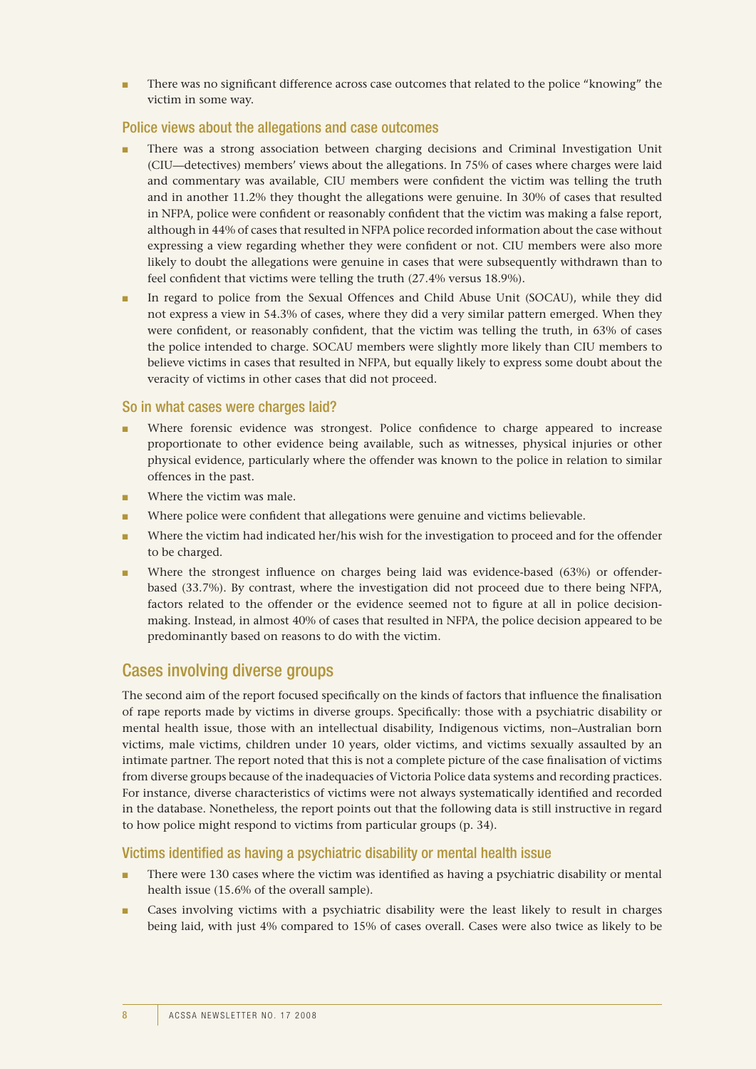- There was no significant difference across case outcomes that related to the police "knowing" the victim in some way.

### Police views about the allegations and case outcomes

- There was a strong association between charging decisions and Criminal Investigation Unit (CIU—detectives) members' views about the allegations. In 75% of cases where charges were laid and commentary was available, CIU members were confident the victim was telling the truth and in another 11.2% they thought the allegations were genuine. In 30% of cases that resulted in NFPA, police were confident or reasonably confident that the victim was making a false report, although in 44% of cases that resulted in NFPA police recorded information about the case without expressing a view regarding whether they were confident or not. CIU members were also more likely to doubt the allegations were genuine in cases that were subsequently withdrawn than to feel confident that victims were telling the truth (27.4% versus 18.9%).
- In regard to police from the Sexual Offences and Child Abuse Unit (SOCAU), while they did not express a view in 54.3% of cases, where they did a very similar pattern emerged. When they were confident, or reasonably confident, that the victim was telling the truth, in 63% of cases the police intended to charge. SOCAU members were slightly more likely than CIU members to believe victims in cases that resulted in NFPA, but equally likely to express some doubt about the veracity of victims in other cases that did not proceed.

### So in what cases were charges laid?

- Where forensic evidence was strongest. Police confidence to charge appeared to increase proportionate to other evidence being available, such as witnesses, physical injuries or other physical evidence, particularly where the offender was known to the police in relation to similar offences in the past.
- Where the victim was male.
- Where police were confident that allegations were genuine and victims believable.
- Where the victim had indicated her/his wish for the investigation to proceed and for the offender to be charged.
- Where the strongest influence on charges being laid was evidence-based (63%) or offender-based (33.7%). By contrast, where the investigation did not proceed due to there being NFPA, factors related to the offender or the evidence seemed not to figure at all in police decision-making. Instead, in almost 40% of cases that resulted in NFPA, the police decision appeared to be predominantly based on reasons to do with the victim.

## Cases involving diverse groups

The second aim of the report focused specifically on the kinds of factors that influence the finalisation of rape reports made by victims in diverse groups. Specifically: those with a psychiatric disability or mental health issue, those with an intellectual disability, Indigenous victims, non–Australian born victims, male victims, children under 10 years, older victims, and victims sexually assaulted by an intimate partner. The report noted that this is not a complete picture of the case finalisation of victims from diverse groups because of the inadequacies of Victoria Police data systems and recording practices. For instance, diverse characteristics of victims were not always systematically identified and recorded in the database. Nonetheless, the report points out that the following data is still instructive in regard to how police might respond to victims from particular groups (p. 34).

### Victims identified as having a psychiatric disability or mental health issue

- There were 130 cases where the victim was identified as having a psychiatric disability or mental health issue (15.6% of the overall sample).
- Cases involving victims with a psychiatric disability were the least likely to result in charges being laid, with just 4% compared to 15% of cases overall. Cases were also twice as likely to be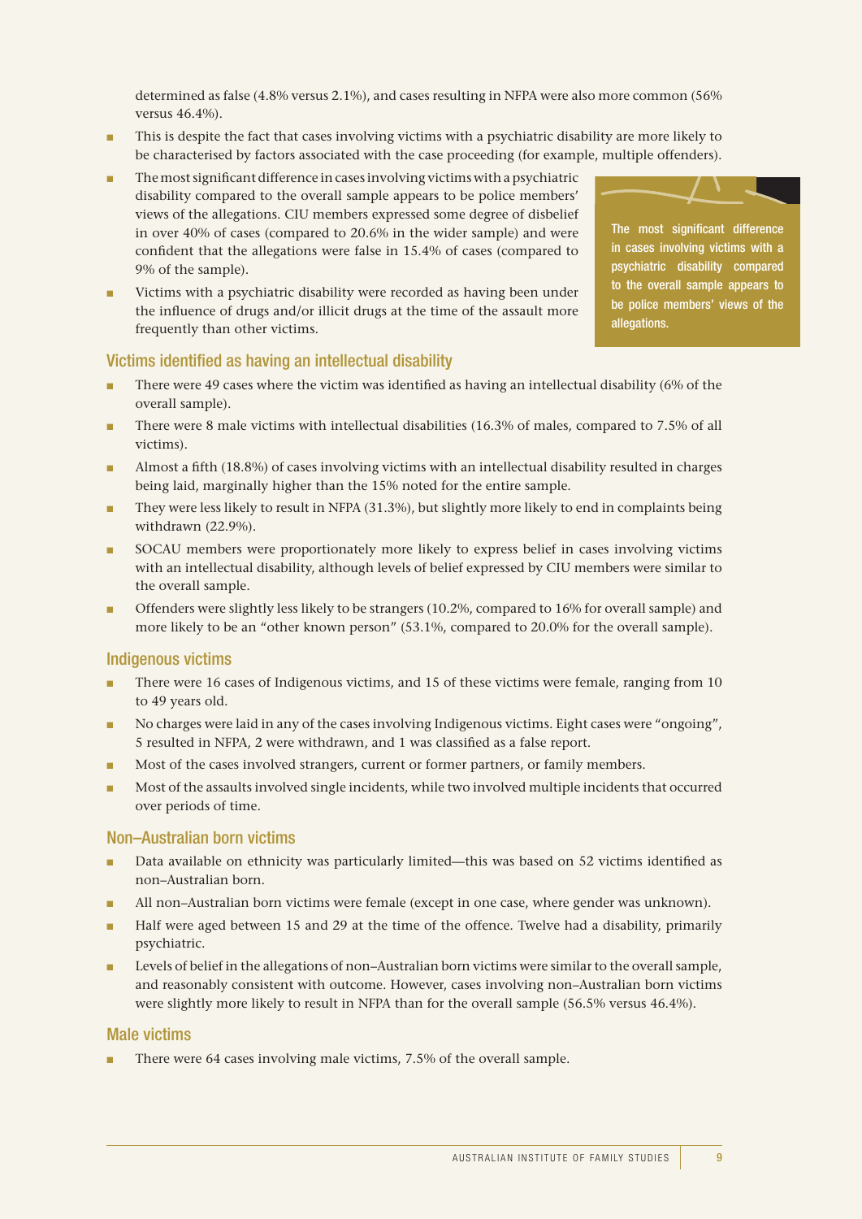determined as false (4.8% versus 2.1%), and cases resulting in NFPA were also more common (56% versus 46.4%).

- This is despite the fact that cases involving victims with a psychiatric disability are more likely to be characterised by factors associated with the case proceeding (for example, multiple offenders).
- The most significant difference in cases involving victims with a psychiatric disability compared to the overall sample appears to be police members' views of the allegations. CIU members expressed some degree of disbelief in over 40% of cases (compared to 20.6% in the wider sample) and were confident that the allegations were false in 15.4% of cases (compared to 9% of the sample).
- Victims with a psychiatric disability were recorded as having been under the influence of drugs and/or illicit drugs at the time of the assault more frequently than other victims.

> The most significant difference in cases involving victims with a psychiatric disability compared to the overall sample appears to be police members' views of the allegations.

### Victims identified as having an intellectual disability

- There were 49 cases where the victim was identified as having an intellectual disability (6% of the overall sample).
- There were 8 male victims with intellectual disabilities (16.3% of males, compared to 7.5% of all victims).
- Almost a fifth (18.8%) of cases involving victims with an intellectual disability resulted in charges being laid, marginally higher than the 15% noted for the entire sample.
- They were less likely to result in NFPA (31.3%), but slightly more likely to end in complaints being withdrawn (22.9%).
- SOCAU members were proportionately more likely to express belief in cases involving victims with an intellectual disability, although levels of belief expressed by CIU members were similar to the overall sample.
- Offenders were slightly less likely to be strangers (10.2%, compared to 16% for overall sample) and more likely to be an "other known person" (53.1%, compared to 20.0% for the overall sample).

### Indigenous victims

- There were 16 cases of Indigenous victims, and 15 of these victims were female, ranging from 10 to 49 years old.
- No charges were laid in any of the cases involving Indigenous victims. Eight cases were "ongoing", 5 resulted in NFPA, 2 were withdrawn, and 1 was classified as a false report.
- Most of the cases involved strangers, current or former partners, or family members.
- Most of the assaults involved single incidents, while two involved multiple incidents that occurred over periods of time.

### Non–Australian born victims

- Data available on ethnicity was particularly limited—this was based on 52 victims identified as non–Australian born.
- All non–Australian born victims were female (except in one case, where gender was unknown).
- Half were aged between 15 and 29 at the time of the offence. Twelve had a disability, primarily psychiatric.
- Levels of belief in the allegations of non–Australian born victims were similar to the overall sample, and reasonably consistent with outcome. However, cases involving non–Australian born victims were slightly more likely to result in NFPA than for the overall sample (56.5% versus 46.4%).

### Male victims

- There were 64 cases involving male victims, 7.5% of the overall sample.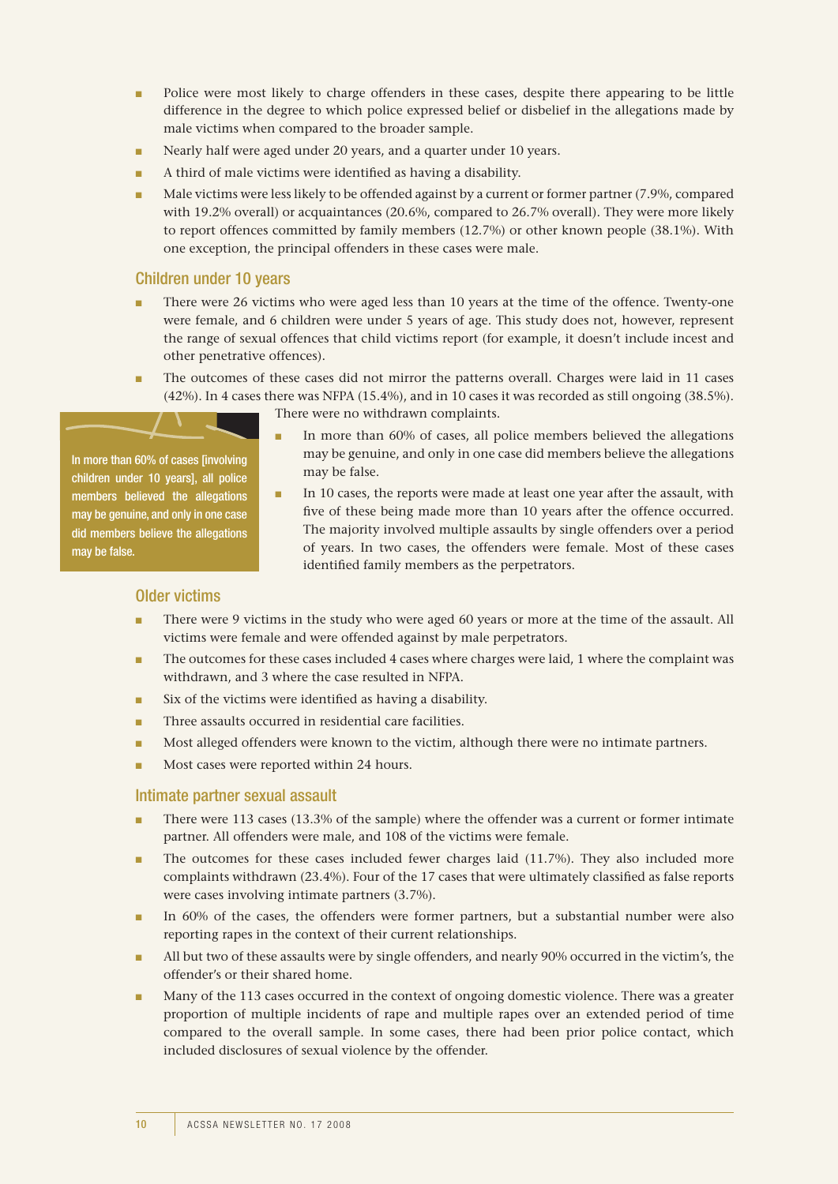- Police were most likely to charge offenders in these cases, despite there appearing to be little difference in the degree to which police expressed belief or disbelief in the allegations made by male victims when compared to the broader sample.
- Nearly half were aged under 20 years, and a quarter under 10 years.
- A third of male victims were identified as having a disability.
- Male victims were less likely to be offended against by a current or former partner (7.9%, compared with 19.2% overall) or acquaintances (20.6%, compared to 26.7% overall). They were more likely to report offences committed by family members (12.7%) or other known people (38.1%). With one exception, the principal offenders in these cases were male.

### Children under 10 years

- There were 26 victims who were aged less than 10 years at the time of the offence. Twenty-one were female, and 6 children were under 5 years of age. This study does not, however, represent the range of sexual offences that child victims report (for example, it doesn't include incest and other penetrative offences).
- The outcomes of these cases did not mirror the patterns overall. Charges were laid in 11 cases (42%). In 4 cases there was NFPA (15.4%), and in 10 cases it was recorded as still ongoing (38.5%). There were no withdrawn complaints.
- In more than 60% of cases, all police members believed the allegations may be genuine, and only in one case did members believe the allegations may be false.
- In 10 cases, the reports were made at least one year after the assault, with five of these being made more than 10 years after the offence occurred. The majority involved multiple assaults by single offenders over a period of years. In two cases, the offenders were female. Most of these cases identified family members as the perpetrators.

> In more than 60% of cases [involving children under 10 years], all police members believed the allegations may be genuine, and only in one case did members believe the allegations may be false.

### Older victims

- There were 9 victims in the study who were aged 60 years or more at the time of the assault. All victims were female and were offended against by male perpetrators.
- The outcomes for these cases included 4 cases where charges were laid, 1 where the complaint was withdrawn, and 3 where the case resulted in NFPA.
- Six of the victims were identified as having a disability.
- Three assaults occurred in residential care facilities.
- Most alleged offenders were known to the victim, although there were no intimate partners.
- Most cases were reported within 24 hours.

### Intimate partner sexual assault

- There were 113 cases (13.3% of the sample) where the offender was a current or former intimate partner. All offenders were male, and 108 of the victims were female.
- The outcomes for these cases included fewer charges laid (11.7%). They also included more complaints withdrawn (23.4%). Four of the 17 cases that were ultimately classified as false reports were cases involving intimate partners (3.7%).
- In 60% of the cases, the offenders were former partners, but a substantial number were also reporting rapes in the context of their current relationships.
- All but two of these assaults were by single offenders, and nearly 90% occurred in the victim's, the offender's or their shared home.
- Many of the 113 cases occurred in the context of ongoing domestic violence. There was a greater proportion of multiple incidents of rape and multiple rapes over an extended period of time compared to the overall sample. In some cases, there had been prior police contact, which included disclosures of sexual violence by the offender.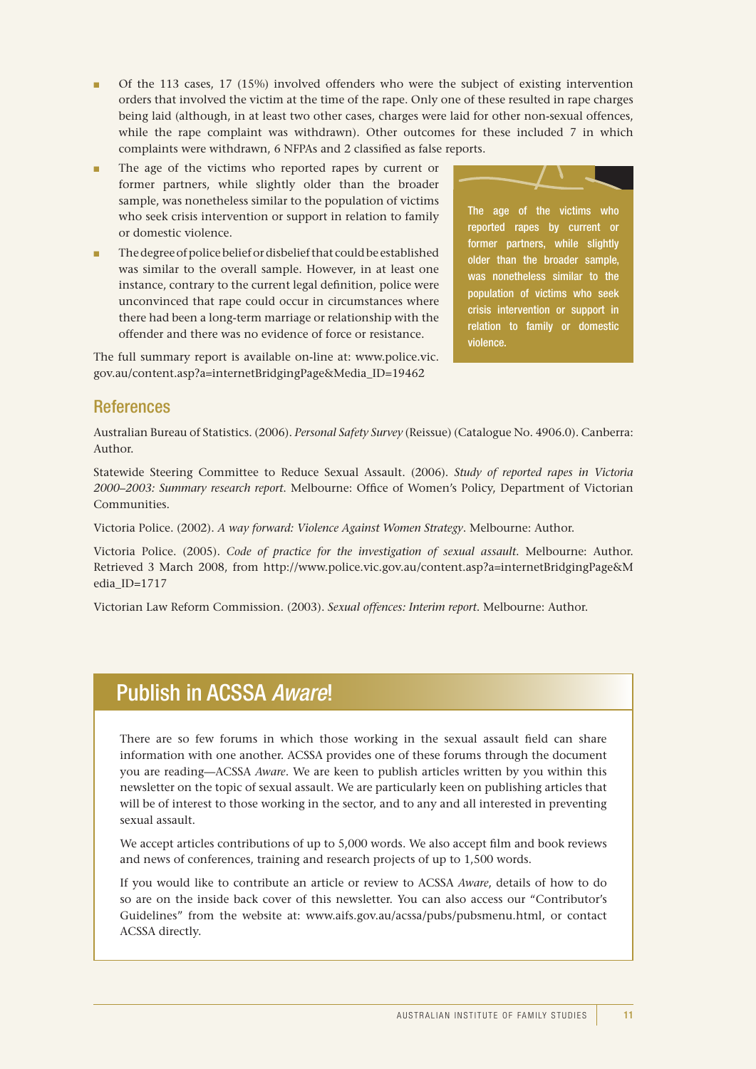- Of the 113 cases, 17 (15%) involved offenders who were the subject of existing intervention orders that involved the victim at the time of the rape. Only one of these resulted in rape charges being laid (although, in at least two other cases, charges were laid for other non-sexual offences, while the rape complaint was withdrawn). Other outcomes for these included 7 in which complaints were withdrawn, 6 NFPAs and 2 classified as false reports.
- The age of the victims who reported rapes by current or former partners, while slightly older than the broader sample, was nonetheless similar to the population of victims who seek crisis intervention or support in relation to family or domestic violence.
- The degree of police belief or disbelief that could be established was similar to the overall sample. However, in at least one instance, contrary to the current legal definition, police were unconvinced that rape could occur in circumstances where there had been a long-term marriage or relationship with the offender and there was no evidence of force or resistance.

> The age of the victims who reported rapes by current or former partners, while slightly older than the broader sample, was nonetheless similar to the population of victims who seek crisis intervention or support in relation to family or domestic violence.

The full summary report is available on-line at: www.police.vic.gov.au/content.asp?a=internetBridgingPage&Media_ID=19462

## References

Australian Bureau of Statistics. (2006). *Personal Safety Survey* (Reissue) (Catalogue No. 4906.0). Canberra: Author.

Statewide Steering Committee to Reduce Sexual Assault. (2006). *Study of reported rapes in Victoria 2000–2003: Summary research report*. Melbourne: Office of Women's Policy, Department of Victorian Communities.

Victoria Police. (2002). *A way forward: Violence Against Women Strategy*. Melbourne: Author.

Victoria Police. (2005). *Code of practice for the investigation of sexual assault*. Melbourne: Author. Retrieved 3 March 2008, from http://www.police.vic.gov.au/content.asp?a=internetBridgingPage&Media_ID=1717

Victorian Law Reform Commission. (2003). *Sexual offences: Interim report*. Melbourne: Author.

## Publish in ACSSA *Aware*!

There are so few forums in which those working in the sexual assault field can share information with one another. ACSSA provides one of these forums through the document you are reading—ACSSA *Aware*. We are keen to publish articles written by you within this newsletter on the topic of sexual assault. We are particularly keen on publishing articles that will be of interest to those working in the sector, and to any and all interested in preventing sexual assault.

We accept articles contributions of up to 5,000 words. We also accept film and book reviews and news of conferences, training and research projects of up to 1,500 words.

If you would like to contribute an article or review to ACSSA *Aware*, details of how to do so are on the inside back cover of this newsletter. You can also access our "Contributor's Guidelines" from the website at: www.aifs.gov.au/acssa/pubs/pubsmenu.html, or contact ACSSA directly.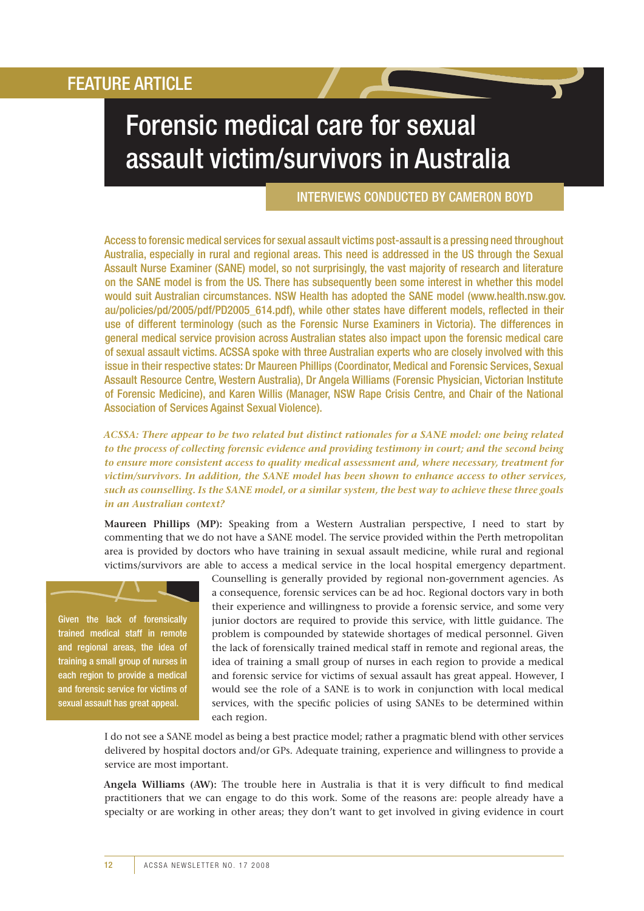FEATURE ARTICLE

# Forensic medical care for sexual assault victim/survivors in Australia

INTERVIEWS CONDUCTED BY CAMERON BOYD

Access to forensic medical services for sexual assault victims post-assault is a pressing need throughout Australia, especially in rural and regional areas. This need is addressed in the US through the Sexual Assault Nurse Examiner (SANE) model, so not surprisingly, the vast majority of research and literature on the SANE model is from the US. There has subsequently been some interest in whether this model would suit Australian circumstances. NSW Health has adopted the SANE model (www.health.nsw.gov.au/policies/pd/2005/pdf/PD2005_614.pdf), while other states have different models, reflected in their use of different terminology (such as the Forensic Nurse Examiners in Victoria). The differences in general medical service provision across Australian states also impact upon the forensic medical care of sexual assault victims. ACSSA spoke with three Australian experts who are closely involved with this issue in their respective states: Dr Maureen Phillips (Coordinator, Medical and Forensic Services, Sexual Assault Resource Centre, Western Australia), Dr Angela Williams (Forensic Physician, Victorian Institute of Forensic Medicine), and Karen Willis (Manager, NSW Rape Crisis Centre, and Chair of the National Association of Services Against Sexual Violence).

***ACSSA: There appear to be two related but distinct rationales for a SANE model: one being related to the process of collecting forensic evidence and providing testimony in court; and the second being to ensure more consistent access to quality medical assessment and, where necessary, treatment for victim/survivors. In addition, the SANE model has been shown to enhance access to other services, such as counselling. Is the SANE model, or a similar system, the best way to achieve these three goals in an Australian context?***

**Maureen Phillips (MP):** Speaking from a Western Australian perspective, I need to start by commenting that we do not have a SANE model. The service provided within the Perth metropolitan area is provided by doctors who have training in sexual assault medicine, while rural and regional victims/survivors are able to access a medical service in the local hospital emergency department. Counselling is generally provided by regional non-government agencies. As a consequence, forensic services can be ad hoc. Regional doctors vary in both their experience and willingness to provide a forensic service, and some very junior doctors are required to provide this service, with little guidance. The problem is compounded by statewide shortages of medical personnel. Given the lack of forensically trained medical staff in remote and regional areas, the idea of training a small group of nurses in each region to provide a medical and forensic service for victims of sexual assault has great appeal. However, I would see the role of a SANE is to work in conjunction with local medical services, with the specific policies of using SANEs to be determined within each region.

> Given the lack of forensically trained medical staff in remote and regional areas, the idea of training a small group of nurses in each region to provide a medical and forensic service for victims of sexual assault has great appeal.

I do not see a SANE model as being a best practice model; rather a pragmatic blend with other services delivered by hospital doctors and/or GPs. Adequate training, experience and willingness to provide a service are most important.

**Angela Williams (AW):** The trouble here in Australia is that it is very difficult to find medical practitioners that we can engage to do this work. Some of the reasons are: people already have a specialty or are working in other areas; they don't want to get involved in giving evidence in court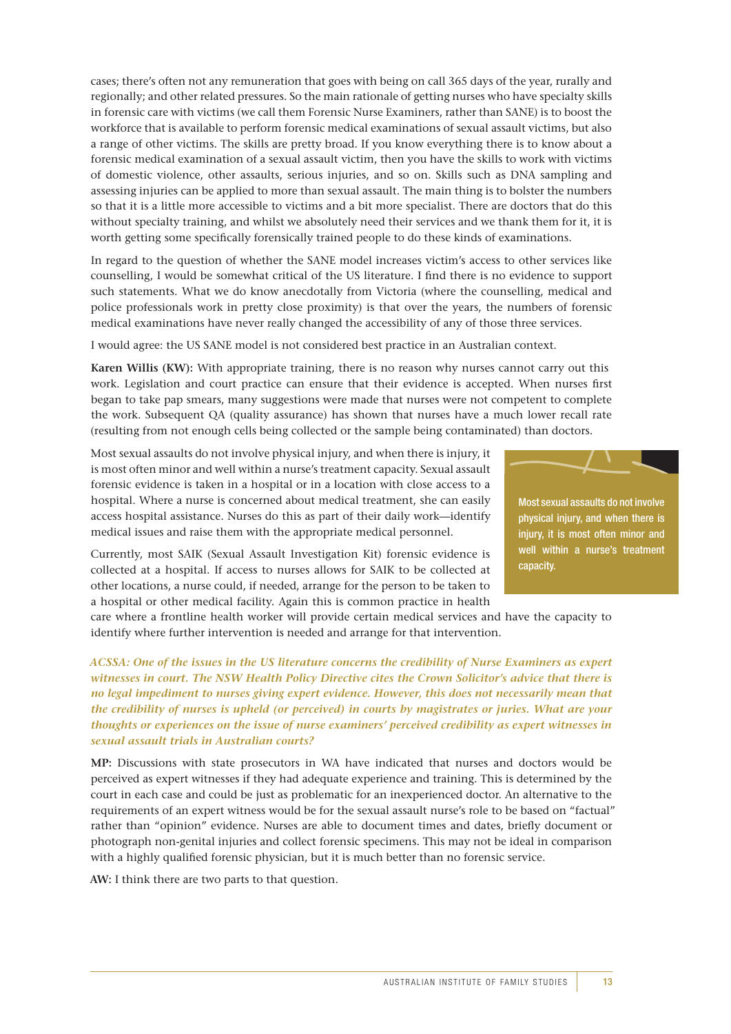cases; there's often not any remuneration that goes with being on call 365 days of the year, rurally and regionally; and other related pressures. So the main rationale of getting nurses who have specialty skills in forensic care with victims (we call them Forensic Nurse Examiners, rather than SANE) is to boost the workforce that is available to perform forensic medical examinations of sexual assault victims, but also a range of other victims. The skills are pretty broad. If you know everything there is to know about a forensic medical examination of a sexual assault victim, then you have the skills to work with victims of domestic violence, other assaults, serious injuries, and so on. Skills such as DNA sampling and assessing injuries can be applied to more than sexual assault. The main thing is to bolster the numbers so that it is a little more accessible to victims and a bit more specialist. There are doctors that do this without specialty training, and whilst we absolutely need their services and we thank them for it, it is worth getting some specifically forensically trained people to do these kinds of examinations.

In regard to the question of whether the SANE model increases victim's access to other services like counselling, I would be somewhat critical of the US literature. I find there is no evidence to support such statements. What we do know anecdotally from Victoria (where the counselling, medical and police professionals work in pretty close proximity) is that over the years, the numbers of forensic medical examinations have never really changed the accessibility of any of those three services.

I would agree: the US SANE model is not considered best practice in an Australian context.

**Karen Willis (KW):** With appropriate training, there is no reason why nurses cannot carry out this work. Legislation and court practice can ensure that their evidence is accepted. When nurses first began to take pap smears, many suggestions were made that nurses were not competent to complete the work. Subsequent QA (quality assurance) has shown that nurses have a much lower recall rate (resulting from not enough cells being collected or the sample being contaminated) than doctors.

Most sexual assaults do not involve physical injury, and when there is injury, it is most often minor and well within a nurse's treatment capacity. Sexual assault forensic evidence is taken in a hospital or in a location with close access to a hospital. Where a nurse is concerned about medical treatment, she can easily access hospital assistance. Nurses do this as part of their daily work—identify medical issues and raise them with the appropriate medical personnel.

> Most sexual assaults do not involve physical injury, and when there is injury, it is most often minor and well within a nurse's treatment capacity.

Currently, most SAIK (Sexual Assault Investigation Kit) forensic evidence is collected at a hospital. If access to nurses allows for SAIK to be collected at other locations, a nurse could, if needed, arrange for the person to be taken to a hospital or other medical facility. Again this is common practice in health care where a frontline health worker will provide certain medical services and have the capacity to identify where further intervention is needed and arrange for that intervention.

***ACSSA: One of the issues in the US literature concerns the credibility of Nurse Examiners as expert witnesses in court. The NSW Health Policy Directive cites the Crown Solicitor's advice that there is no legal impediment to nurses giving expert evidence. However, this does not necessarily mean that the credibility of nurses is upheld (or perceived) in courts by magistrates or juries. What are your thoughts or experiences on the issue of nurse examiners' perceived credibility as expert witnesses in sexual assault trials in Australian courts?***

**MP:** Discussions with state prosecutors in WA have indicated that nurses and doctors would be perceived as expert witnesses if they had adequate experience and training. This is determined by the court in each case and could be just as problematic for an inexperienced doctor. An alternative to the requirements of an expert witness would be for the sexual assault nurse's role to be based on "factual" rather than "opinion" evidence. Nurses are able to document times and dates, briefly document or photograph non-genital injuries and collect forensic specimens. This may not be ideal in comparison with a highly qualified forensic physician, but it is much better than no forensic service.

**AW:** I think there are two parts to that question.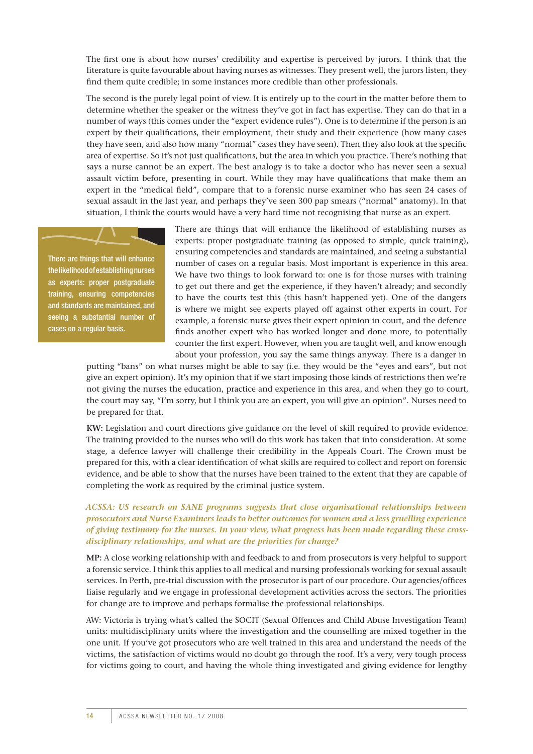The first one is about how nurses' credibility and expertise is perceived by jurors. I think that the literature is quite favourable about having nurses as witnesses. They present well, the jurors listen, they find them quite credible; in some instances more credible than other professionals.

The second is the purely legal point of view. It is entirely up to the court in the matter before them to determine whether the speaker or the witness they've got in fact has expertise. They can do that in a number of ways (this comes under the "expert evidence rules"). One is to determine if the person is an expert by their qualifications, their employment, their study and their experience (how many cases they have seen, and also how many "normal" cases they have seen). Then they also look at the specific area of expertise. So it's not just qualifications, but the area in which you practice. There's nothing that says a nurse cannot be an expert. The best analogy is to take a doctor who has never seen a sexual assault victim before, presenting in court. While they may have qualifications that make them an expert in the "medical field", compare that to a forensic nurse examiner who has seen 24 cases of sexual assault in the last year, and perhaps they've seen 300 pap smears ("normal" anatomy). In that situation, I think the courts would have a very hard time not recognising that nurse as an expert.

> There are things that will enhance the likelihood of establishing nurses as experts: proper postgraduate training, ensuring competencies and standards are maintained, and seeing a substantial number of cases on a regular basis.

There are things that will enhance the likelihood of establishing nurses as experts: proper postgraduate training (as opposed to simple, quick training), ensuring competencies and standards are maintained, and seeing a substantial number of cases on a regular basis. Most important is experience in this area. We have two things to look forward to: one is for those nurses with training to get out there and get the experience, if they haven't already; and secondly to have the courts test this (this hasn't happened yet). One of the dangers is where we might see experts played off against other experts in court. For example, a forensic nurse gives their expert opinion in court, and the defence finds another expert who has worked longer and done more, to potentially counter the first expert. However, when you are taught well, and know enough about your profession, you say the same things anyway. There is a danger in putting "bans" on what nurses might be able to say (i.e. they would be the "eyes and ears", but not give an expert opinion). It's my opinion that if we start imposing those kinds of restrictions then we're not giving the nurses the education, practice and experience in this area, and when they go to court, the court may say, "I'm sorry, but I think you are an expert, you will give an opinion". Nurses need to be prepared for that.

**KW:** Legislation and court directions give guidance on the level of skill required to provide evidence. The training provided to the nurses who will do this work has taken that into consideration. At some stage, a defence lawyer will challenge their credibility in the Appeals Court. The Crown must be prepared for this, with a clear identification of what skills are required to collect and report on forensic evidence, and be able to show that the nurses have been trained to the extent that they are capable of completing the work as required by the criminal justice system.

***ACSSA: US research on SANE programs suggests that close organisational relationships between prosecutors and Nurse Examiners leads to better outcomes for women and a less gruelling experience of giving testimony for the nurses. In your view, what progress has been made regarding these cross-disciplinary relationships, and what are the priorities for change?***

**MP:** A close working relationship with and feedback to and from prosecutors is very helpful to support a forensic service. I think this applies to all medical and nursing professionals working for sexual assault services. In Perth, pre-trial discussion with the prosecutor is part of our procedure. Our agencies/offices liaise regularly and we engage in professional development activities across the sectors. The priorities for change are to improve and perhaps formalise the professional relationships.

AW: Victoria is trying what's called the SOCIT (Sexual Offences and Child Abuse Investigation Team) units: multidisciplinary units where the investigation and the counselling are mixed together in the one unit. If you've got prosecutors who are well trained in this area and understand the needs of the victims, the satisfaction of victims would no doubt go through the roof. It's a very, very tough process for victims going to court, and having the whole thing investigated and giving evidence for lengthy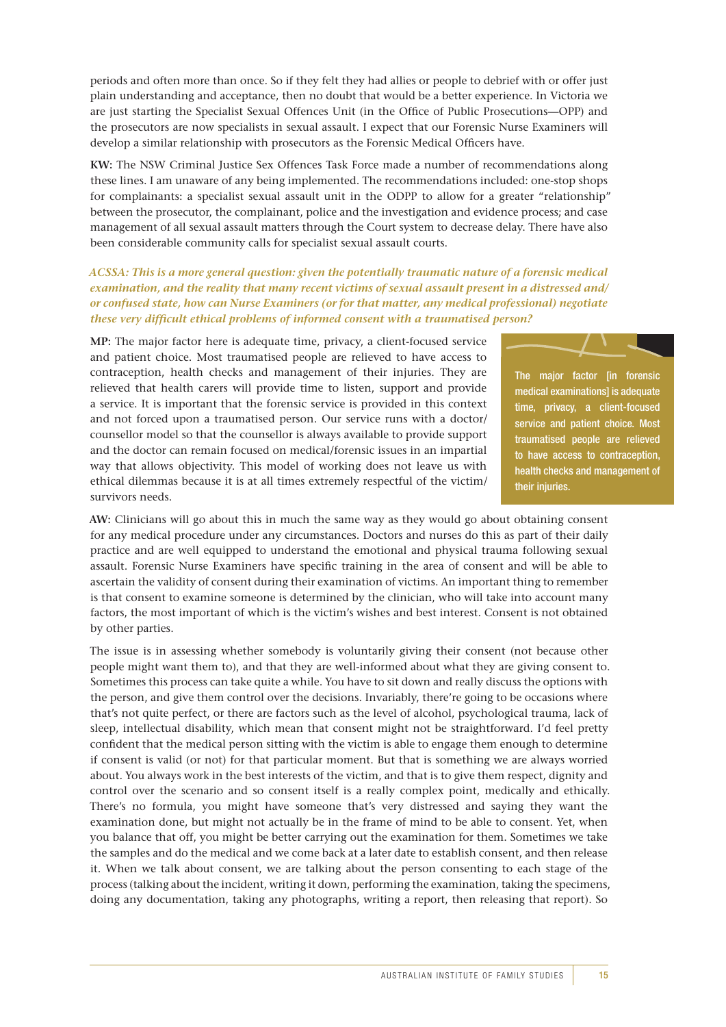periods and often more than once. So if they felt they had allies or people to debrief with or offer just plain understanding and acceptance, then no doubt that would be a better experience. In Victoria we are just starting the Specialist Sexual Offences Unit (in the Office of Public Prosecutions—OPP) and the prosecutors are now specialists in sexual assault. I expect that our Forensic Nurse Examiners will develop a similar relationship with prosecutors as the Forensic Medical Officers have.

**KW:** The NSW Criminal Justice Sex Offences Task Force made a number of recommendations along these lines. I am unaware of any being implemented. The recommendations included: one-stop shops for complainants: a specialist sexual assault unit in the ODPP to allow for a greater "relationship" between the prosecutor, the complainant, police and the investigation and evidence process; and case management of all sexual assault matters through the Court system to decrease delay. There have also been considerable community calls for specialist sexual assault courts.

***ACSSA: This is a more general question: given the potentially traumatic nature of a forensic medical examination, and the reality that many recent victims of sexual assault present in a distressed and/or confused state, how can Nurse Examiners (or for that matter, any medical professional) negotiate these very difficult ethical problems of informed consent with a traumatised person?***

**MP:** The major factor here is adequate time, privacy, a client-focused service and patient choice. Most traumatised people are relieved to have access to contraception, health checks and management of their injuries. They are relieved that health carers will provide time to listen, support and provide a service. It is important that the forensic service is provided in this context and not forced upon a traumatised person. Our service runs with a doctor/counsellor model so that the counsellor is always available to provide support and the doctor can remain focused on medical/forensic issues in an impartial way that allows objectivity. This model of working does not leave us with ethical dilemmas because it is at all times extremely respectful of the victim/survivors needs.

> The major factor [in forensic medical examinations] is adequate time, privacy, a client-focused service and patient choice. Most traumatised people are relieved to have access to contraception, health checks and management of their injuries.

**AW:** Clinicians will go about this in much the same way as they would go about obtaining consent for any medical procedure under any circumstances. Doctors and nurses do this as part of their daily practice and are well equipped to understand the emotional and physical trauma following sexual assault. Forensic Nurse Examiners have specific training in the area of consent and will be able to ascertain the validity of consent during their examination of victims. An important thing to remember is that consent to examine someone is determined by the clinician, who will take into account many factors, the most important of which is the victim's wishes and best interest. Consent is not obtained by other parties.

The issue is in assessing whether somebody is voluntarily giving their consent (not because other people might want them to), and that they are well-informed about what they are giving consent to. Sometimes this process can take quite a while. You have to sit down and really discuss the options with the person, and give them control over the decisions. Invariably, there're going to be occasions where that's not quite perfect, or there are factors such as the level of alcohol, psychological trauma, lack of sleep, intellectual disability, which mean that consent might not be straightforward. I'd feel pretty confident that the medical person sitting with the victim is able to engage them enough to determine if consent is valid (or not) for that particular moment. But that is something we are always worried about. You always work in the best interests of the victim, and that is to give them respect, dignity and control over the scenario and so consent itself is a really complex point, medically and ethically. There's no formula, you might have someone that's very distressed and saying they want the examination done, but might not actually be in the frame of mind to be able to consent. Yet, when you balance that off, you might be better carrying out the examination for them. Sometimes we take the samples and do the medical and we come back at a later date to establish consent, and then release it. When we talk about consent, we are talking about the person consenting to each stage of the process (talking about the incident, writing it down, performing the examination, taking the specimens, doing any documentation, taking any photographs, writing a report, then releasing that report). So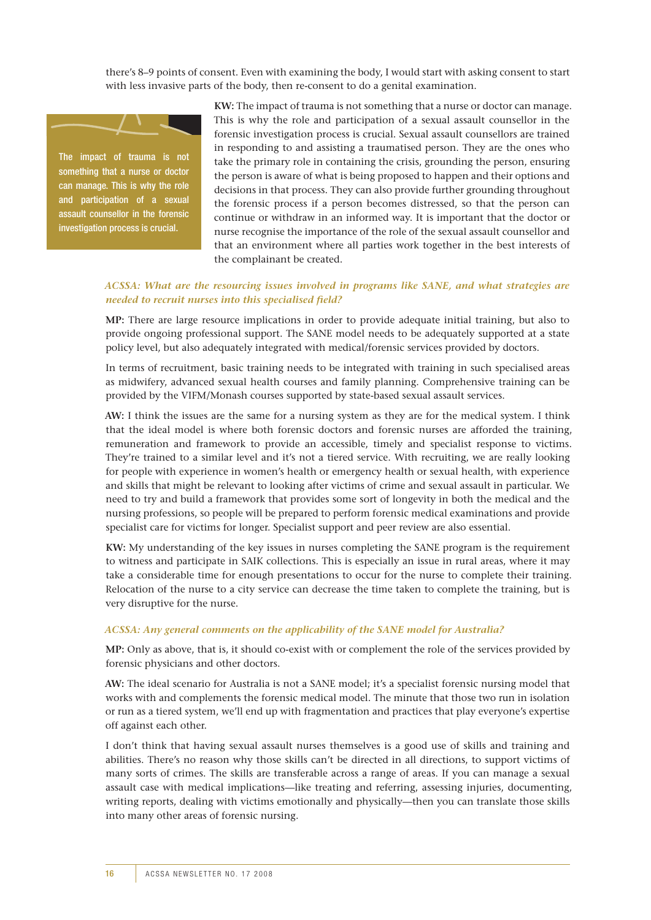there's 8–9 points of consent. Even with examining the body, I would start with asking consent to start with less invasive parts of the body, then re-consent to do a genital examination.

> The impact of trauma is not something that a nurse or doctor can manage. This is why the role and participation of a sexual assault counsellor in the forensic investigation process is crucial.

**KW:** The impact of trauma is not something that a nurse or doctor can manage. This is why the role and participation of a sexual assault counsellor in the forensic investigation process is crucial. Sexual assault counsellors are trained in responding to and assisting a traumatised person. They are the ones who take the primary role in containing the crisis, grounding the person, ensuring the person is aware of what is being proposed to happen and their options and decisions in that process. They can also provide further grounding throughout the forensic process if a person becomes distressed, so that the person can continue or withdraw in an informed way. It is important that the doctor or nurse recognise the importance of the role of the sexual assault counsellor and that an environment where all parties work together in the best interests of the complainant be created.

***ACSSA: What are the resourcing issues involved in programs like SANE, and what strategies are needed to recruit nurses into this specialised field?***

**MP:** There are large resource implications in order to provide adequate initial training, but also to provide ongoing professional support. The SANE model needs to be adequately supported at a state policy level, but also adequately integrated with medical/forensic services provided by doctors.

In terms of recruitment, basic training needs to be integrated with training in such specialised areas as midwifery, advanced sexual health courses and family planning. Comprehensive training can be provided by the VIFM/Monash courses supported by state-based sexual assault services.

**AW:** I think the issues are the same for a nursing system as they are for the medical system. I think that the ideal model is where both forensic doctors and forensic nurses are afforded the training, remuneration and framework to provide an accessible, timely and specialist response to victims. They're trained to a similar level and it's not a tiered service. With recruiting, we are really looking for people with experience in women's health or emergency health or sexual health, with experience and skills that might be relevant to looking after victims of crime and sexual assault in particular. We need to try and build a framework that provides some sort of longevity in both the medical and the nursing professions, so people will be prepared to perform forensic medical examinations and provide specialist care for victims for longer. Specialist support and peer review are also essential.

**KW:** My understanding of the key issues in nurses completing the SANE program is the requirement to witness and participate in SAIK collections. This is especially an issue in rural areas, where it may take a considerable time for enough presentations to occur for the nurse to complete their training. Relocation of the nurse to a city service can decrease the time taken to complete the training, but is very disruptive for the nurse.

***ACSSA: Any general comments on the applicability of the SANE model for Australia?***

**MP:** Only as above, that is, it should co-exist with or complement the role of the services provided by forensic physicians and other doctors.

**AW:** The ideal scenario for Australia is not a SANE model; it's a specialist forensic nursing model that works with and complements the forensic medical model. The minute that those two run in isolation or run as a tiered system, we'll end up with fragmentation and practices that play everyone's expertise off against each other.

I don't think that having sexual assault nurses themselves is a good use of skills and training and abilities. There's no reason why those skills can't be directed in all directions, to support victims of many sorts of crimes. The skills are transferable across a range of areas. If you can manage a sexual assault case with medical implications—like treating and referring, assessing injuries, documenting, writing reports, dealing with victims emotionally and physically—then you can translate those skills into many other areas of forensic nursing.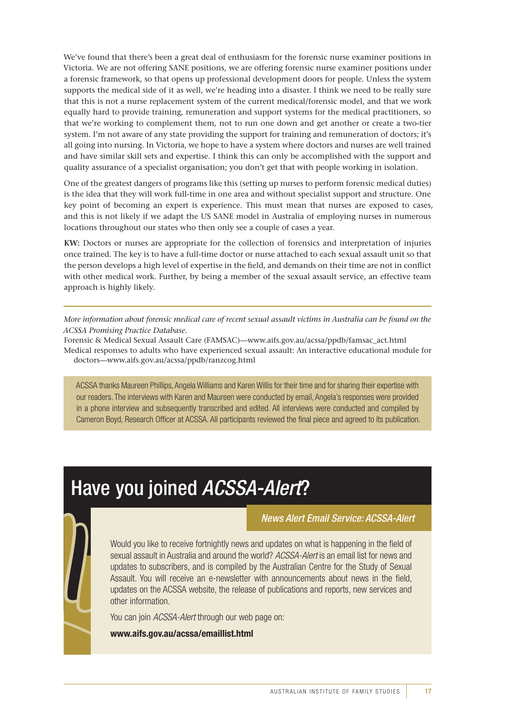We've found that there's been a great deal of enthusiasm for the forensic nurse examiner positions in Victoria. We are not offering SANE positions, we are offering forensic nurse examiner positions under a forensic framework, so that opens up professional development doors for people. Unless the system supports the medical side of it as well, we're heading into a disaster. I think we need to be really sure that this is not a nurse replacement system of the current medical/forensic model, and that we work equally hard to provide training, remuneration and support systems for the medical practitioners, so that we're working to complement them, not to run one down and get another or create a two-tier system. I'm not aware of any state providing the support for training and remuneration of doctors; it's all going into nursing. In Victoria, we hope to have a system where doctors and nurses are well trained and have similar skill sets and expertise. I think this can only be accomplished with the support and quality assurance of a specialist organisation; you don't get that with people working in isolation.

One of the greatest dangers of programs like this (setting up nurses to perform forensic medical duties) is the idea that they will work full-time in one area and without specialist support and structure. One key point of becoming an expert is experience. This must mean that nurses are exposed to cases, and this is not likely if we adapt the US SANE model in Australia of employing nurses in numerous locations throughout our states who then only see a couple of cases a year.

**KW:** Doctors or nurses are appropriate for the collection of forensics and interpretation of injuries once trained. The key is to have a full-time doctor or nurse attached to each sexual assault unit so that the person develops a high level of expertise in the field, and demands on their time are not in conflict with other medical work. Further, by being a member of the sexual assault service, an effective team approach is highly likely.

---

*More information about forensic medical care of recent sexual assault victims in Australia can be found on the ACSSA Promising Practice Database.*

Forensic & Medical Sexual Assault Care (FAMSAC)—www.aifs.gov.au/acssa/ppdb/famsac_act.html

Medical responses to adults who have experienced sexual assault: An interactive educational module for doctors—www.aifs.gov.au/acssa/ppdb/ranzcog.html

ACSSA thanks Maureen Phillips, Angela Williams and Karen Willis for their time and for sharing their expertise with our readers. The interviews with Karen and Maureen were conducted by email, Angela's responses were provided in a phone interview and subsequently transcribed and edited. All interviews were conducted and compiled by Cameron Boyd, Research Officer at ACSSA. All participants reviewed the final piece and agreed to its publication.

# Have you joined *ACSSA-Alert*?

## *News Alert Email Service: ACSSA-Alert*

Would you like to receive fortnightly news and updates on what is happening in the field of sexual assault in Australia and around the world? *ACSSA-Alert* is an email list for news and updates to subscribers, and is compiled by the Australian Centre for the Study of Sexual Assault. You will receive an e-newsletter with announcements about news in the field, updates on the ACSSA website, the release of publications and reports, new services and other information.

You can join *ACSSA-Alert* through our web page on:

**www.aifs.gov.au/acssa/emaillist.html**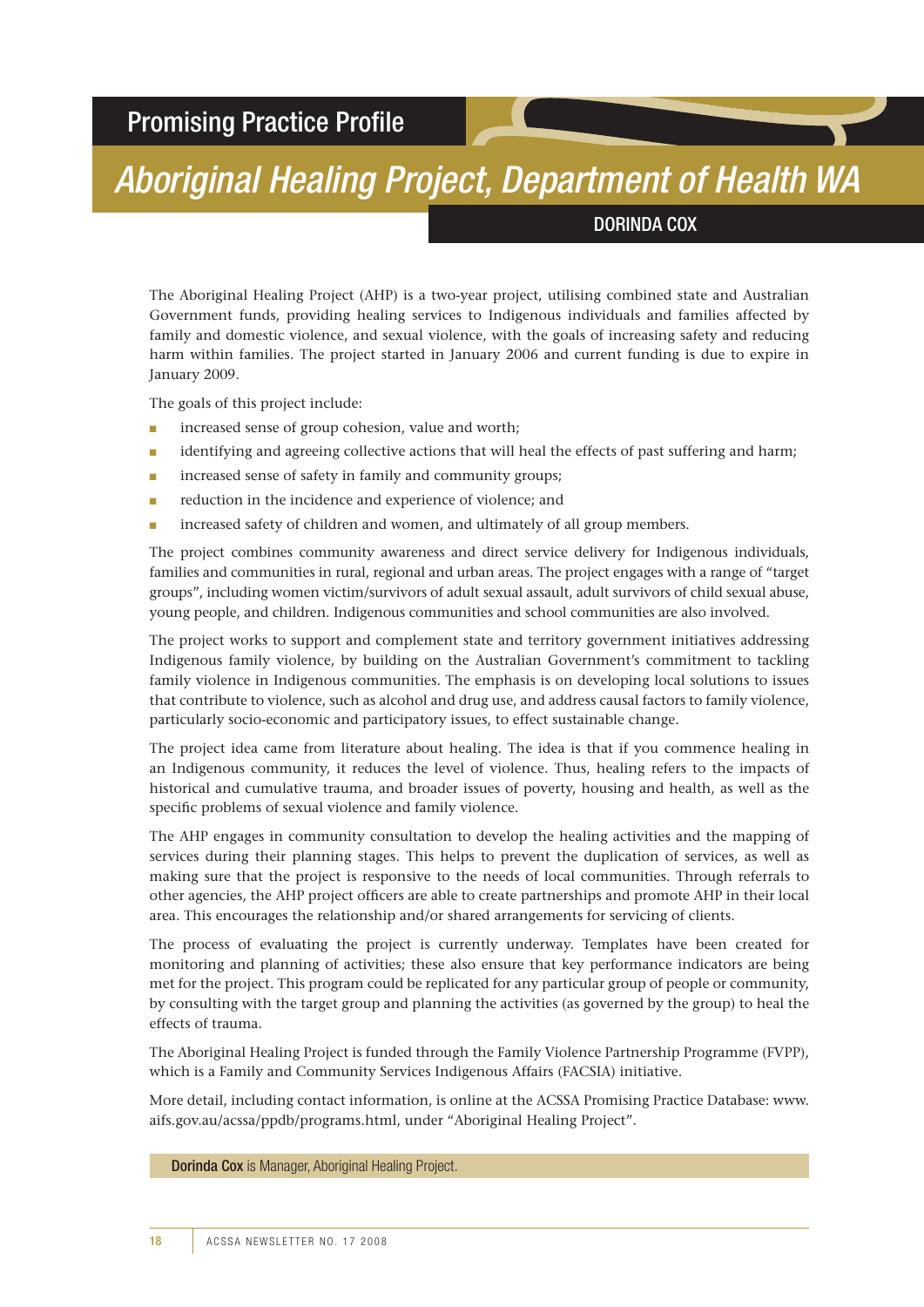Promising Practice Profile

# Aboriginal Healing Project, Department of Health WA

DORINDA COX

The Aboriginal Healing Project (AHP) is a two-year project, utilising combined state and Australian Government funds, providing healing services to Indigenous individuals and families affected by family and domestic violence, and sexual violence, with the goals of increasing safety and reducing harm within families. The project started in January 2006 and current funding is due to expire in January 2009.

The goals of this project include:

- increased sense of group cohesion, value and worth;
- identifying and agreeing collective actions that will heal the effects of past suffering and harm;
- increased sense of safety in family and community groups;
- reduction in the incidence and experience of violence; and
- increased safety of children and women, and ultimately of all group members.

The project combines community awareness and direct service delivery for Indigenous individuals, families and communities in rural, regional and urban areas. The project engages with a range of "target groups", including women victim/survivors of adult sexual assault, adult survivors of child sexual abuse, young people, and children. Indigenous communities and school communities are also involved.

The project works to support and complement state and territory government initiatives addressing Indigenous family violence, by building on the Australian Government's commitment to tackling family violence in Indigenous communities. The emphasis is on developing local solutions to issues that contribute to violence, such as alcohol and drug use, and address causal factors to family violence, particularly socio-economic and participatory issues, to effect sustainable change.

The project idea came from literature about healing. The idea is that if you commence healing in an Indigenous community, it reduces the level of violence. Thus, healing refers to the impacts of historical and cumulative trauma, and broader issues of poverty, housing and health, as well as the specific problems of sexual violence and family violence.

The AHP engages in community consultation to develop the healing activities and the mapping of services during their planning stages. This helps to prevent the duplication of services, as well as making sure that the project is responsive to the needs of local communities. Through referrals to other agencies, the AHP project officers are able to create partnerships and promote AHP in their local area. This encourages the relationship and/or shared arrangements for servicing of clients.

The process of evaluating the project is currently underway. Templates have been created for monitoring and planning of activities; these also ensure that key performance indicators are being met for the project. This program could be replicated for any particular group of people or community, by consulting with the target group and planning the activities (as governed by the group) to heal the effects of trauma.

The Aboriginal Healing Project is funded through the Family Violence Partnership Programme (FVPP), which is a Family and Community Services Indigenous Affairs (FACSIA) initiative.

More detail, including contact information, is online at the ACSSA Promising Practice Database: www.aifs.gov.au/acssa/ppdb/programs.html, under "Aboriginal Healing Project".

**Dorinda Cox** is Manager, Aboriginal Healing Project.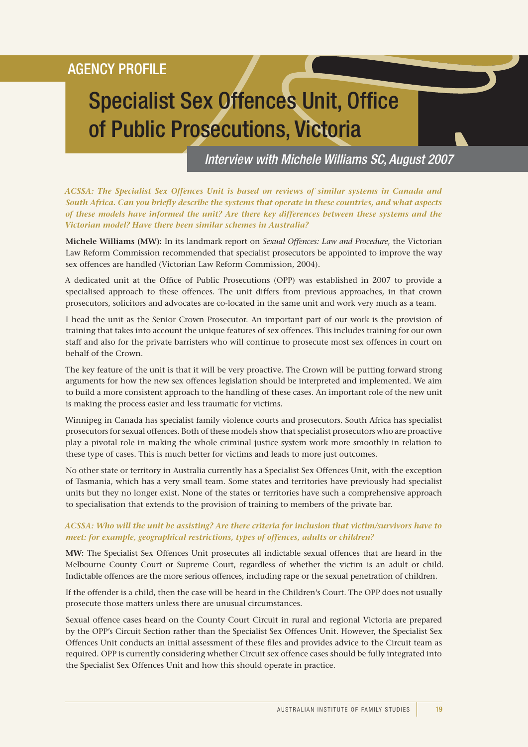AGENCY PROFILE

# Specialist Sex Offences Unit, Office of Public Prosecutions, Victoria

## *Interview with Michele Williams SC, August 2007*

***ACSSA: The Specialist Sex Offences Unit is based on reviews of similar systems in Canada and South Africa. Can you briefly describe the systems that operate in these countries, and what aspects of these models have informed the unit? Are there key differences between these systems and the Victorian model? Have there been similar schemes in Australia?***

**Michele Williams (MW):** In its landmark report on *Sexual Offences: Law and Procedure*, the Victorian Law Reform Commission recommended that specialist prosecutors be appointed to improve the way sex offences are handled (Victorian Law Reform Commission, 2004).

A dedicated unit at the Office of Public Prosecutions (OPP) was established in 2007 to provide a specialised approach to these offences. The unit differs from previous approaches, in that crown prosecutors, solicitors and advocates are co-located in the same unit and work very much as a team.

I head the unit as the Senior Crown Prosecutor. An important part of our work is the provision of training that takes into account the unique features of sex offences. This includes training for our own staff and also for the private barristers who will continue to prosecute most sex offences in court on behalf of the Crown.

The key feature of the unit is that it will be very proactive. The Crown will be putting forward strong arguments for how the new sex offences legislation should be interpreted and implemented. We aim to build a more consistent approach to the handling of these cases. An important role of the new unit is making the process easier and less traumatic for victims.

Winnipeg in Canada has specialist family violence courts and prosecutors. South Africa has specialist prosecutors for sexual offences. Both of these models show that specialist prosecutors who are proactive play a pivotal role in making the whole criminal justice system work more smoothly in relation to these type of cases. This is much better for victims and leads to more just outcomes.

No other state or territory in Australia currently has a Specialist Sex Offences Unit, with the exception of Tasmania, which has a very small team. Some states and territories have previously had specialist units but they no longer exist. None of the states or territories have such a comprehensive approach to specialisation that extends to the provision of training to members of the private bar.

***ACSSA: Who will the unit be assisting? Are there criteria for inclusion that victim/survivors have to meet: for example, geographical restrictions, types of offences, adults or children?***

**MW:** The Specialist Sex Offences Unit prosecutes all indictable sexual offences that are heard in the Melbourne County Court or Supreme Court, regardless of whether the victim is an adult or child. Indictable offences are the more serious offences, including rape or the sexual penetration of children.

If the offender is a child, then the case will be heard in the Children's Court. The OPP does not usually prosecute those matters unless there are unusual circumstances.

Sexual offence cases heard on the County Court Circuit in rural and regional Victoria are prepared by the OPP's Circuit Section rather than the Specialist Sex Offences Unit. However, the Specialist Sex Offences Unit conducts an initial assessment of these files and provides advice to the Circuit team as required. OPP is currently considering whether Circuit sex offence cases should be fully integrated into the Specialist Sex Offences Unit and how this should operate in practice.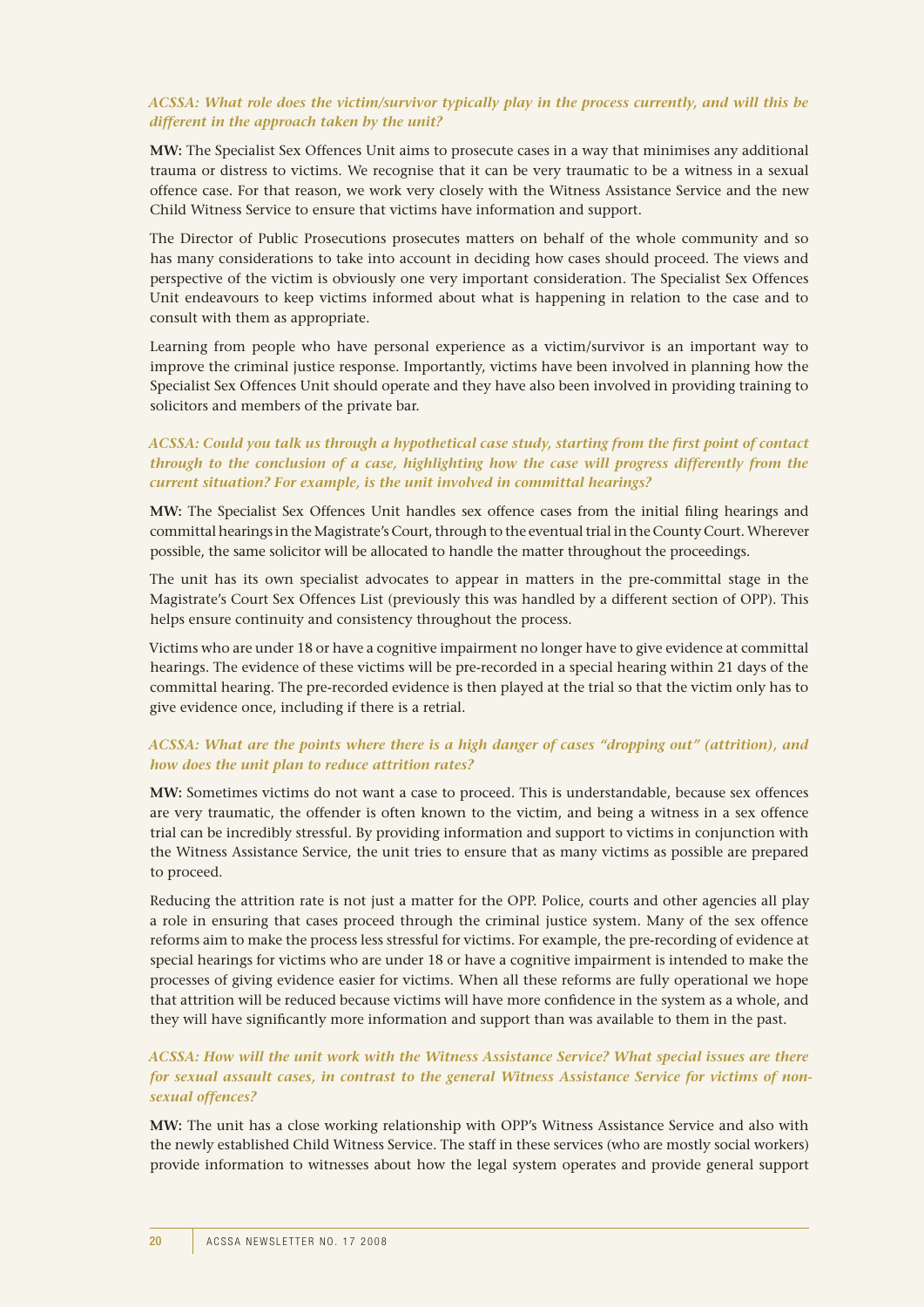***ACSSA: What role does the victim/survivor typically play in the process currently, and will this be different in the approach taken by the unit?***

**MW:** The Specialist Sex Offences Unit aims to prosecute cases in a way that minimises any additional trauma or distress to victims. We recognise that it can be very traumatic to be a witness in a sexual offence case. For that reason, we work very closely with the Witness Assistance Service and the new Child Witness Service to ensure that victims have information and support.

The Director of Public Prosecutions prosecutes matters on behalf of the whole community and so has many considerations to take into account in deciding how cases should proceed. The views and perspective of the victim is obviously one very important consideration. The Specialist Sex Offences Unit endeavours to keep victims informed about what is happening in relation to the case and to consult with them as appropriate.

Learning from people who have personal experience as a victim/survivor is an important way to improve the criminal justice response. Importantly, victims have been involved in planning how the Specialist Sex Offences Unit should operate and they have also been involved in providing training to solicitors and members of the private bar.

***ACSSA: Could you talk us through a hypothetical case study, starting from the first point of contact through to the conclusion of a case, highlighting how the case will progress differently from the current situation? For example, is the unit involved in committal hearings?***

**MW:** The Specialist Sex Offences Unit handles sex offence cases from the initial filing hearings and committal hearings in the Magistrate's Court, through to the eventual trial in the County Court. Wherever possible, the same solicitor will be allocated to handle the matter throughout the proceedings.

The unit has its own specialist advocates to appear in matters in the pre-committal stage in the Magistrate's Court Sex Offences List (previously this was handled by a different section of OPP). This helps ensure continuity and consistency throughout the process.

Victims who are under 18 or have a cognitive impairment no longer have to give evidence at committal hearings. The evidence of these victims will be pre-recorded in a special hearing within 21 days of the committal hearing. The pre-recorded evidence is then played at the trial so that the victim only has to give evidence once, including if there is a retrial.

***ACSSA: What are the points where there is a high danger of cases "dropping out" (attrition), and how does the unit plan to reduce attrition rates?***

**MW:** Sometimes victims do not want a case to proceed. This is understandable, because sex offences are very traumatic, the offender is often known to the victim, and being a witness in a sex offence trial can be incredibly stressful. By providing information and support to victims in conjunction with the Witness Assistance Service, the unit tries to ensure that as many victims as possible are prepared to proceed.

Reducing the attrition rate is not just a matter for the OPP. Police, courts and other agencies all play a role in ensuring that cases proceed through the criminal justice system. Many of the sex offence reforms aim to make the process less stressful for victims. For example, the pre-recording of evidence at special hearings for victims who are under 18 or have a cognitive impairment is intended to make the processes of giving evidence easier for victims. When all these reforms are fully operational we hope that attrition will be reduced because victims will have more confidence in the system as a whole, and they will have significantly more information and support than was available to them in the past.

***ACSSA: How will the unit work with the Witness Assistance Service? What special issues are there for sexual assault cases, in contrast to the general Witness Assistance Service for victims of non-sexual offences?***

**MW:** The unit has a close working relationship with OPP's Witness Assistance Service and also with the newly established Child Witness Service. The staff in these services (who are mostly social workers) provide information to witnesses about how the legal system operates and provide general support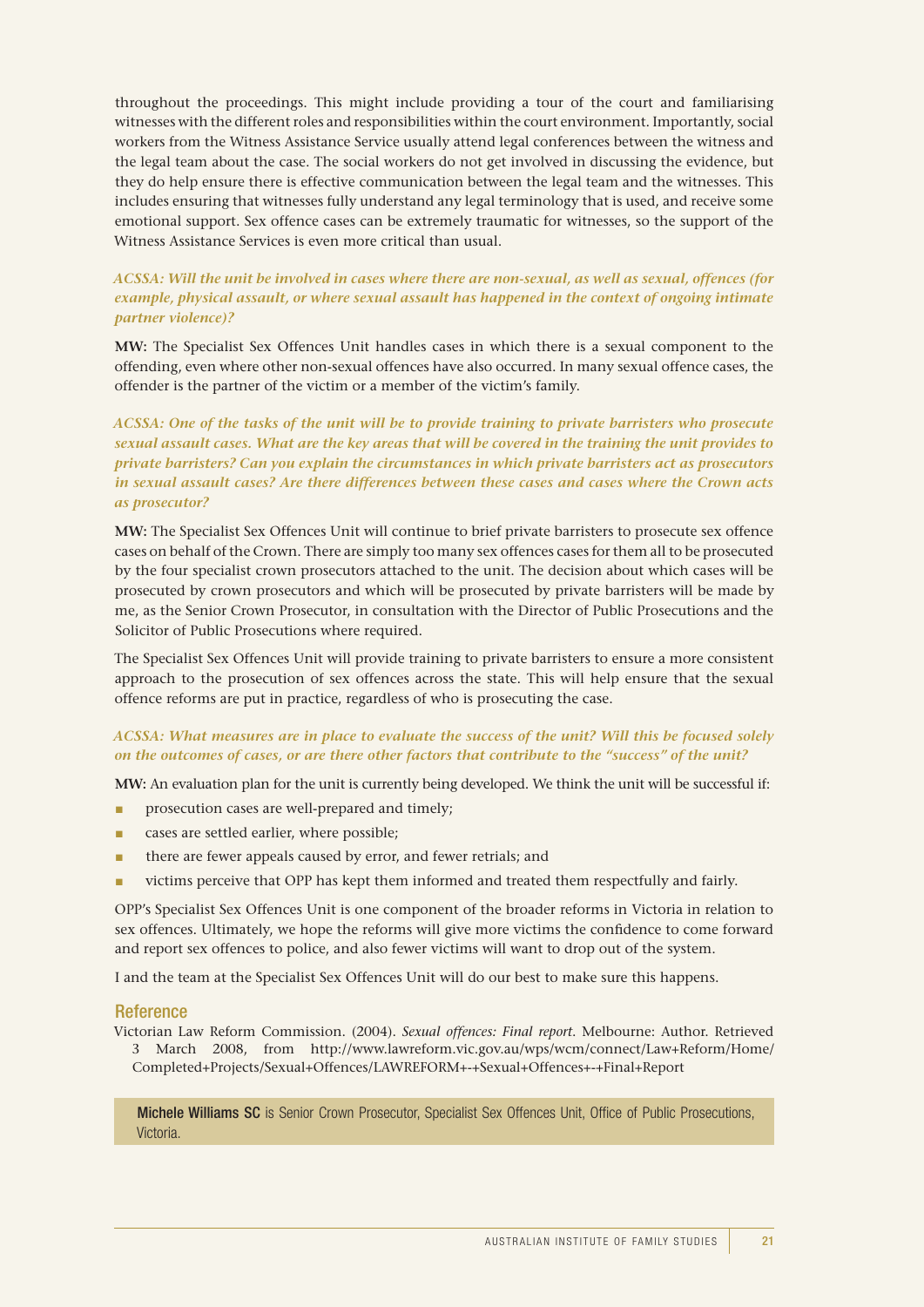throughout the proceedings. This might include providing a tour of the court and familiarising witnesses with the different roles and responsibilities within the court environment. Importantly, social workers from the Witness Assistance Service usually attend legal conferences between the witness and the legal team about the case. The social workers do not get involved in discussing the evidence, but they do help ensure there is effective communication between the legal team and the witnesses. This includes ensuring that witnesses fully understand any legal terminology that is used, and receive some emotional support. Sex offence cases can be extremely traumatic for witnesses, so the support of the Witness Assistance Services is even more critical than usual.

***ACSSA: Will the unit be involved in cases where there are non-sexual, as well as sexual, offences (for example, physical assault, or where sexual assault has happened in the context of ongoing intimate partner violence)?***

**MW:** The Specialist Sex Offences Unit handles cases in which there is a sexual component to the offending, even where other non-sexual offences have also occurred. In many sexual offence cases, the offender is the partner of the victim or a member of the victim's family.

***ACSSA: One of the tasks of the unit will be to provide training to private barristers who prosecute sexual assault cases. What are the key areas that will be covered in the training the unit provides to private barristers? Can you explain the circumstances in which private barristers act as prosecutors in sexual assault cases? Are there differences between these cases and cases where the Crown acts as prosecutor?***

**MW:** The Specialist Sex Offences Unit will continue to brief private barristers to prosecute sex offence cases on behalf of the Crown. There are simply too many sex offences cases for them all to be prosecuted by the four specialist crown prosecutors attached to the unit. The decision about which cases will be prosecuted by crown prosecutors and which will be prosecuted by private barristers will be made by me, as the Senior Crown Prosecutor, in consultation with the Director of Public Prosecutions and the Solicitor of Public Prosecutions where required.

The Specialist Sex Offences Unit will provide training to private barristers to ensure a more consistent approach to the prosecution of sex offences across the state. This will help ensure that the sexual offence reforms are put in practice, regardless of who is prosecuting the case.

***ACSSA: What measures are in place to evaluate the success of the unit? Will this be focused solely on the outcomes of cases, or are there other factors that contribute to the "success" of the unit?***

**MW:** An evaluation plan for the unit is currently being developed. We think the unit will be successful if:

- prosecution cases are well-prepared and timely;
- cases are settled earlier, where possible;
- there are fewer appeals caused by error, and fewer retrials; and
- victims perceive that OPP has kept them informed and treated them respectfully and fairly.

OPP's Specialist Sex Offences Unit is one component of the broader reforms in Victoria in relation to sex offences. Ultimately, we hope the reforms will give more victims the confidence to come forward and report sex offences to police, and also fewer victims will want to drop out of the system.

I and the team at the Specialist Sex Offences Unit will do our best to make sure this happens.

## Reference

Victorian Law Reform Commission. (2004). *Sexual offences: Final report*. Melbourne: Author. Retrieved 3 March 2008, from http://www.lawreform.vic.gov.au/wps/wcm/connect/Law+Reform/Home/Completed+Projects/Sexual+Offences/LAWREFORM+-+Sexual+Offences+-+Final+Report

**Michele Williams SC** is Senior Crown Prosecutor, Specialist Sex Offences Unit, Office of Public Prosecutions, Victoria.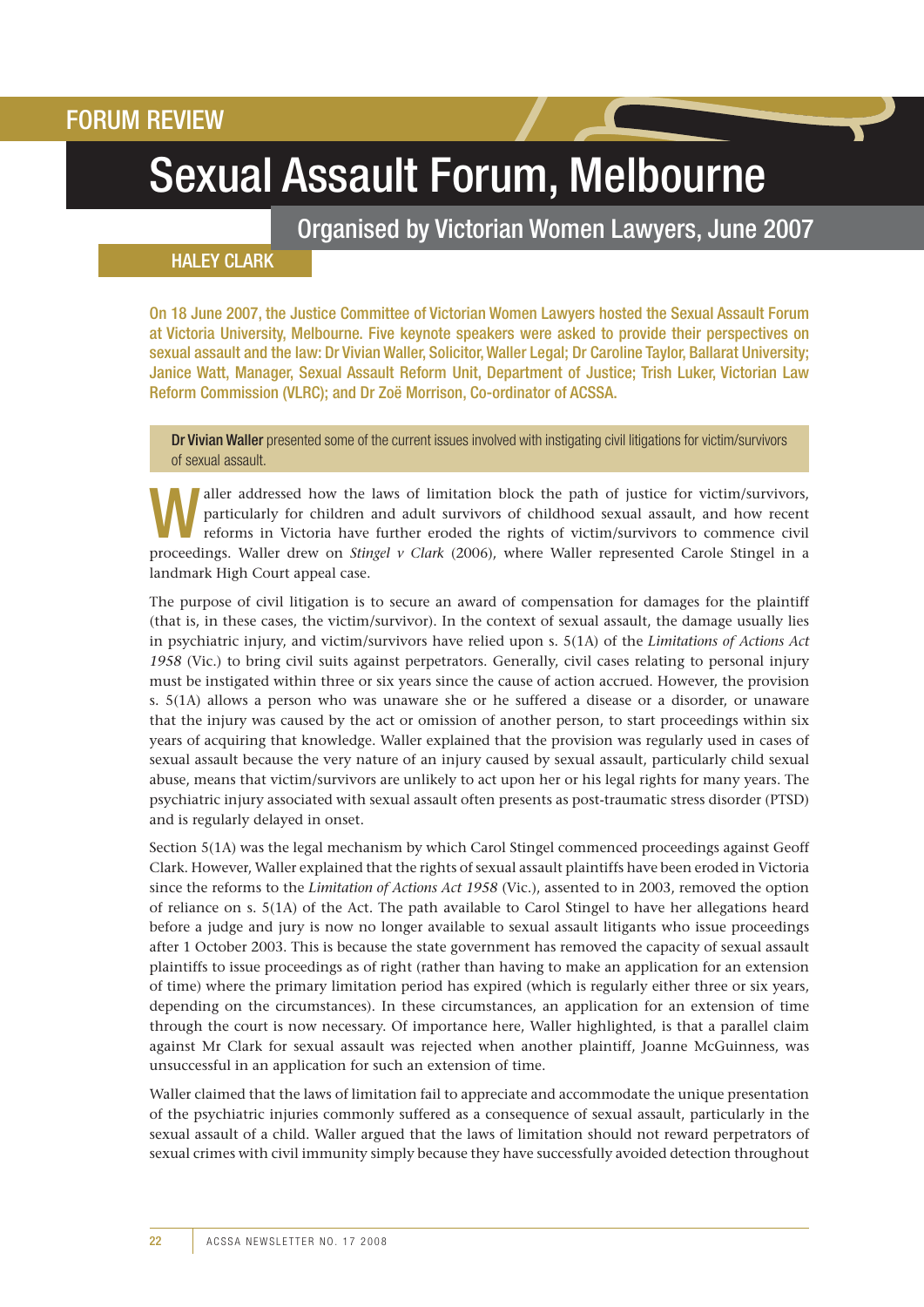FORUM REVIEW

# Sexual Assault Forum, Melbourne

## Organised by Victorian Women Lawyers, June 2007

HALEY CLARK

On 18 June 2007, the Justice Committee of Victorian Women Lawyers hosted the Sexual Assault Forum at Victoria University, Melbourne. Five keynote speakers were asked to provide their perspectives on sexual assault and the law: Dr Vivian Waller, Solicitor, Waller Legal; Dr Caroline Taylor, Ballarat University; Janice Watt, Manager, Sexual Assault Reform Unit, Department of Justice; Trish Luker, Victorian Law Reform Commission (VLRC); and Dr Zoë Morrison, Co-ordinator of ACSSA.

**Dr Vivian Waller** presented some of the current issues involved with instigating civil litigations for victim/survivors of sexual assault.

Waller addressed how the laws of limitation block the path of justice for victim/survivors, particularly for children and adult survivors of childhood sexual assault, and how recent reforms in Victoria have further eroded the rights of victim/survivors to commence civil proceedings. Waller drew on *Stingel v Clark* (2006), where Waller represented Carole Stingel in a landmark High Court appeal case.

The purpose of civil litigation is to secure an award of compensation for damages for the plaintiff (that is, in these cases, the victim/survivor). In the context of sexual assault, the damage usually lies in psychiatric injury, and victim/survivors have relied upon s. 5(1A) of the *Limitations of Actions Act 1958* (Vic.) to bring civil suits against perpetrators. Generally, civil cases relating to personal injury must be instigated within three or six years since the cause of action accrued. However, the provision s. 5(1A) allows a person who was unaware she or he suffered a disease or a disorder, or unaware that the injury was caused by the act or omission of another person, to start proceedings within six years of acquiring that knowledge. Waller explained that the provision was regularly used in cases of sexual assault because the very nature of an injury caused by sexual assault, particularly child sexual abuse, means that victim/survivors are unlikely to act upon her or his legal rights for many years. The psychiatric injury associated with sexual assault often presents as post-traumatic stress disorder (PTSD) and is regularly delayed in onset.

Section 5(1A) was the legal mechanism by which Carol Stingel commenced proceedings against Geoff Clark. However, Waller explained that the rights of sexual assault plaintiffs have been eroded in Victoria since the reforms to the *Limitation of Actions Act 1958* (Vic.), assented to in 2003, removed the option of reliance on s. 5(1A) of the Act. The path available to Carol Stingel to have her allegations heard before a judge and jury is now no longer available to sexual assault litigants who issue proceedings after 1 October 2003. This is because the state government has removed the capacity of sexual assault plaintiffs to issue proceedings as of right (rather than having to make an application for an extension of time) where the primary limitation period has expired (which is regularly either three or six years, depending on the circumstances). In these circumstances, an application for an extension of time through the court is now necessary. Of importance here, Waller highlighted, is that a parallel claim against Mr Clark for sexual assault was rejected when another plaintiff, Joanne McGuinness, was unsuccessful in an application for such an extension of time.

Waller claimed that the laws of limitation fail to appreciate and accommodate the unique presentation of the psychiatric injuries commonly suffered as a consequence of sexual assault, particularly in the sexual assault of a child. Waller argued that the laws of limitation should not reward perpetrators of sexual crimes with civil immunity simply because they have successfully avoided detection throughout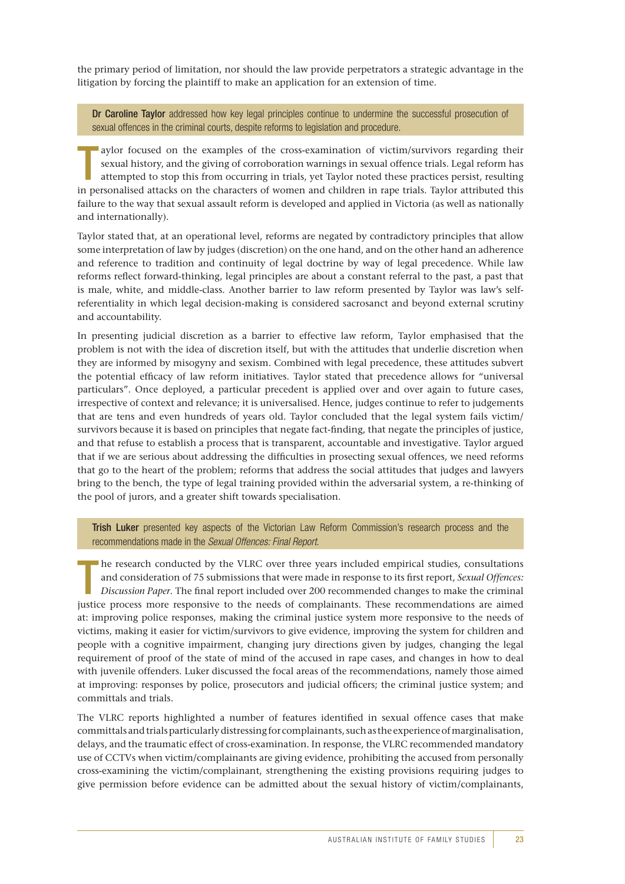the primary period of limitation, nor should the law provide perpetrators a strategic advantage in the litigation by forcing the plaintiff to make an application for an extension of time.

**Dr Caroline Taylor** addressed how key legal principles continue to undermine the successful prosecution of sexual offences in the criminal courts, despite reforms to legislation and procedure.

Taylor focused on the examples of the cross-examination of victim/survivors regarding their sexual history, and the giving of corroboration warnings in sexual offence trials. Legal reform has attempted to stop this from occurring in trials, yet Taylor noted these practices persist, resulting in personalised attacks on the characters of women and children in rape trials. Taylor attributed this failure to the way that sexual assault reform is developed and applied in Victoria (as well as nationally and internationally).

Taylor stated that, at an operational level, reforms are negated by contradictory principles that allow some interpretation of law by judges (discretion) on the one hand, and on the other hand an adherence and reference to tradition and continuity of legal doctrine by way of legal precedence. While law reforms reflect forward-thinking, legal principles are about a constant referral to the past, a past that is male, white, and middle-class. Another barrier to law reform presented by Taylor was law's self-referentiality in which legal decision-making is considered sacrosanct and beyond external scrutiny and accountability.

In presenting judicial discretion as a barrier to effective law reform, Taylor emphasised that the problem is not with the idea of discretion itself, but with the attitudes that underlie discretion when they are informed by misogyny and sexism. Combined with legal precedence, these attitudes subvert the potential efficacy of law reform initiatives. Taylor stated that precedence allows for "universal particulars". Once deployed, a particular precedent is applied over and over again to future cases, irrespective of context and relevance; it is universalised. Hence, judges continue to refer to judgements that are tens and even hundreds of years old. Taylor concluded that the legal system fails victim/survivors because it is based on principles that negate fact-finding, that negate the principles of justice, and that refuse to establish a process that is transparent, accountable and investigative. Taylor argued that if we are serious about addressing the difficulties in prosecting sexual offences, we need reforms that go to the heart of the problem; reforms that address the social attitudes that judges and lawyers bring to the bench, the type of legal training provided within the adversarial system, a re-thinking of the pool of jurors, and a greater shift towards specialisation.

**Trish Luker** presented key aspects of the Victorian Law Reform Commission's research process and the recommendations made in the *Sexual Offences: Final Report*.

The research conducted by the VLRC over three years included empirical studies, consultations and consideration of 75 submissions that were made in response to its first report, *Sexual Offences: Discussion Paper*. The final report included over 200 recommended changes to make the criminal justice process more responsive to the needs of complainants. These recommendations are aimed at: improving police responses, making the criminal justice system more responsive to the needs of victims, making it easier for victim/survivors to give evidence, improving the system for children and people with a cognitive impairment, changing jury directions given by judges, changing the legal requirement of proof of the state of mind of the accused in rape cases, and changes in how to deal with juvenile offenders. Luker discussed the focal areas of the recommendations, namely those aimed at improving: responses by police, prosecutors and judicial officers; the criminal justice system; and committals and trials.

The VLRC reports highlighted a number of features identified in sexual offence cases that make committals and trials particularly distressing for complainants, such as the experience of marginalisation, delays, and the traumatic effect of cross-examination. In response, the VLRC recommended mandatory use of CCTVs when victim/complainants are giving evidence, prohibiting the accused from personally cross-examining the victim/complainant, strengthening the existing provisions requiring judges to give permission before evidence can be admitted about the sexual history of victim/complainants,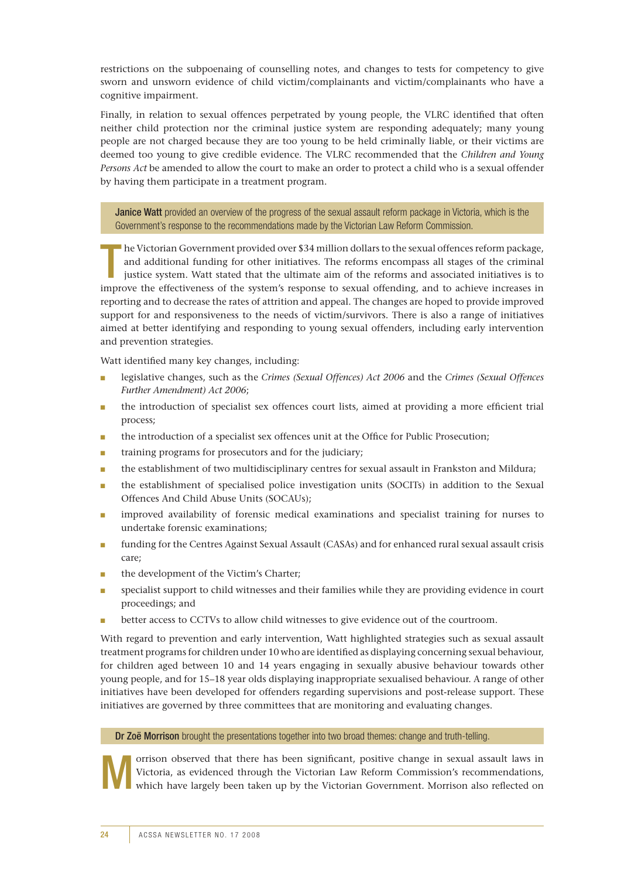restrictions on the subpoenaing of counselling notes, and changes to tests for competency to give sworn and unsworn evidence of child victim/complainants and victim/complainants who have a cognitive impairment.

Finally, in relation to sexual offences perpetrated by young people, the VLRC identified that often neither child protection nor the criminal justice system are responding adequately; many young people are not charged because they are too young to be held criminally liable, or their victims are deemed too young to give credible evidence. The VLRC recommended that the *Children and Young Persons Act* be amended to allow the court to make an order to protect a child who is a sexual offender by having them participate in a treatment program.

**Janice Watt** provided an overview of the progress of the sexual assault reform package in Victoria, which is the Government's response to the recommendations made by the Victorian Law Reform Commission.

The Victorian Government provided over $34 million dollars to the sexual offences reform package, and additional funding for other initiatives. The reforms encompass all stages of the criminal justice system. Watt stated that the ultimate aim of the reforms and associated initiatives is to improve the effectiveness of the system's response to sexual offending, and to achieve increases in reporting and to decrease the rates of attrition and appeal. The changes are hoped to provide improved support for and responsiveness to the needs of victim/survivors. There is also a range of initiatives aimed at better identifying and responding to young sexual offenders, including early intervention and prevention strategies.

Watt identified many key changes, including:

- legislative changes, such as the *Crimes (Sexual Offences) Act 2006* and the *Crimes (Sexual Offences Further Amendment) Act 2006*;
- the introduction of specialist sex offences court lists, aimed at providing a more efficient trial process;
- the introduction of a specialist sex offences unit at the Office for Public Prosecution;
- training programs for prosecutors and for the judiciary;
- the establishment of two multidisciplinary centres for sexual assault in Frankston and Mildura;
- the establishment of specialised police investigation units (SOCITs) in addition to the Sexual Offences And Child Abuse Units (SOCAUs);
- improved availability of forensic medical examinations and specialist training for nurses to undertake forensic examinations;
- funding for the Centres Against Sexual Assault (CASAs) and for enhanced rural sexual assault crisis care;
- the development of the Victim's Charter;
- specialist support to child witnesses and their families while they are providing evidence in court proceedings; and
- better access to CCTVs to allow child witnesses to give evidence out of the courtroom.

With regard to prevention and early intervention, Watt highlighted strategies such as sexual assault treatment programs for children under 10 who are identified as displaying concerning sexual behaviour, for children aged between 10 and 14 years engaging in sexually abusive behaviour towards other young people, and for 15–18 year olds displaying inappropriate sexualised behaviour. A range of other initiatives have been developed for offenders regarding supervisions and post-release support. These initiatives are governed by three committees that are monitoring and evaluating changes.

**Dr Zoë Morrison** brought the presentations together into two broad themes: change and truth-telling.

Morrison observed that there has been significant, positive change in sexual assault laws in Victoria, as evidenced through the Victorian Law Reform Commission's recommendations, which have largely been taken up by the Victorian Government. Morrison also reflected on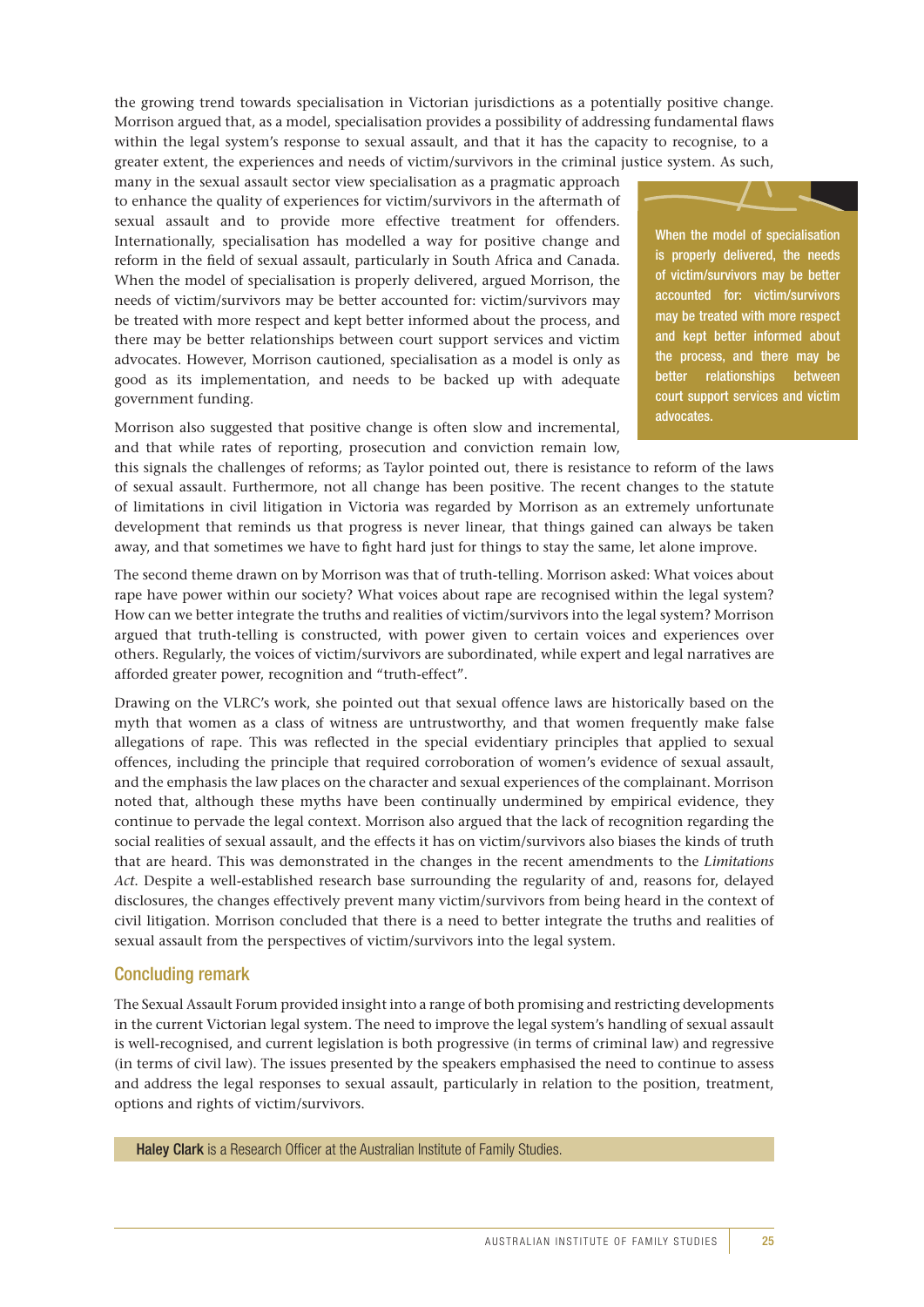the growing trend towards specialisation in Victorian jurisdictions as a potentially positive change. Morrison argued that, as a model, specialisation provides a possibility of addressing fundamental flaws within the legal system's response to sexual assault, and that it has the capacity to recognise, to a greater extent, the experiences and needs of victim/survivors in the criminal justice system. As such, many in the sexual assault sector view specialisation as a pragmatic approach to enhance the quality of experiences for victim/survivors in the aftermath of sexual assault and to provide more effective treatment for offenders. Internationally, specialisation has modelled a way for positive change and reform in the field of sexual assault, particularly in South Africa and Canada. When the model of specialisation is properly delivered, argued Morrison, the needs of victim/survivors may be better accounted for: victim/survivors may be treated with more respect and kept better informed about the process, and there may be better relationships between court support services and victim advocates. However, Morrison cautioned, specialisation as a model is only as good as its implementation, and needs to be backed up with adequate government funding.

> When the model of specialisation is properly delivered, the needs of victim/survivors may be better accounted for: victim/survivors may be treated with more respect and kept better informed about the process, and there may be better relationships between court support services and victim advocates.

Morrison also suggested that positive change is often slow and incremental, and that while rates of reporting, prosecution and conviction remain low, this signals the challenges of reforms; as Taylor pointed out, there is resistance to reform of the laws of sexual assault. Furthermore, not all change has been positive. The recent changes to the statute of limitations in civil litigation in Victoria was regarded by Morrison as an extremely unfortunate development that reminds us that progress is never linear, that things gained can always be taken away, and that sometimes we have to fight hard just for things to stay the same, let alone improve.

The second theme drawn on by Morrison was that of truth-telling. Morrison asked: What voices about rape have power within our society? What voices about rape are recognised within the legal system? How can we better integrate the truths and realities of victim/survivors into the legal system? Morrison argued that truth-telling is constructed, with power given to certain voices and experiences over others. Regularly, the voices of victim/survivors are subordinated, while expert and legal narratives are afforded greater power, recognition and "truth-effect".

Drawing on the VLRC's work, she pointed out that sexual offence laws are historically based on the myth that women as a class of witness are untrustworthy, and that women frequently make false allegations of rape. This was reflected in the special evidentiary principles that applied to sexual offences, including the principle that required corroboration of women's evidence of sexual assault, and the emphasis the law places on the character and sexual experiences of the complainant. Morrison noted that, although these myths have been continually undermined by empirical evidence, they continue to pervade the legal context. Morrison also argued that the lack of recognition regarding the social realities of sexual assault, and the effects it has on victim/survivors also biases the kinds of truth that are heard. This was demonstrated in the changes in the recent amendments to the *Limitations Act*. Despite a well-established research base surrounding the regularity of and, reasons for, delayed disclosures, the changes effectively prevent many victim/survivors from being heard in the context of civil litigation. Morrison concluded that there is a need to better integrate the truths and realities of sexual assault from the perspectives of victim/survivors into the legal system.

## Concluding remark

The Sexual Assault Forum provided insight into a range of both promising and restricting developments in the current Victorian legal system. The need to improve the legal system's handling of sexual assault is well-recognised, and current legislation is both progressive (in terms of criminal law) and regressive (in terms of civil law). The issues presented by the speakers emphasised the need to continue to assess and address the legal responses to sexual assault, particularly in relation to the position, treatment, options and rights of victim/survivors.

**Haley Clark** is a Research Officer at the Australian Institute of Family Studies.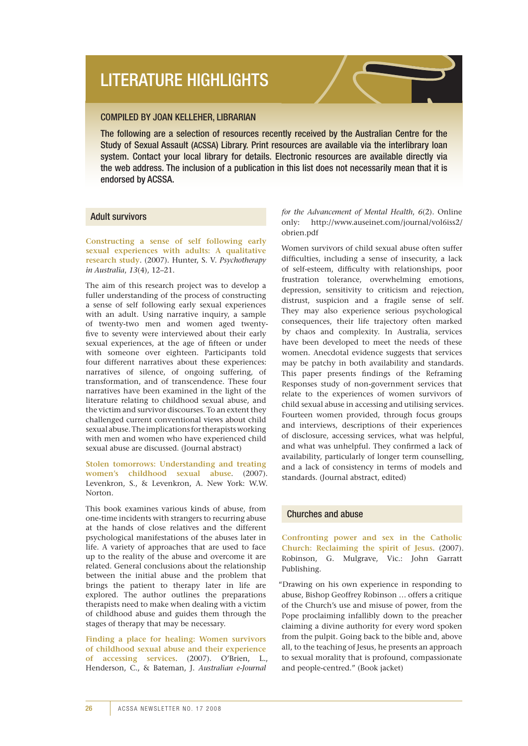# LITERATURE HIGHLIGHTS

## COMPILED BY JOAN KELLEHER, LIBRARIAN

**The following are a selection of resources recently received by the Australian Centre for the Study of Sexual Assault (ACSSA) Library. Print resources are available via the interlibrary loan system. Contact your local library for details. Electronic resources are available directly via the web address. The inclusion of a publication in this list does not necessarily mean that it is endorsed by ACSSA.**

### Adult survivors

**Constructing a sense of self following early sexual experiences with adults: A qualitative research study**. (2007). Hunter, S. V. *Psychotherapy in Australia*, *13*(4), 12–21.

The aim of this research project was to develop a fuller understanding of the process of constructing a sense of self following early sexual experiences with an adult. Using narrative inquiry, a sample of twenty-two men and women aged twenty-five to seventy were interviewed about their early sexual experiences, at the age of fifteen or under with someone over eighteen. Participants told four different narratives about these experiences: narratives of silence, of ongoing suffering, of transformation, and of transcendence. These four narratives have been examined in the light of the literature relating to childhood sexual abuse, and the victim and survivor discourses. To an extent they challenged current conventional views about child sexual abuse. The implications for therapists working with men and women who have experienced child sexual abuse are discussed. (Journal abstract)

**Stolen tomorrows: Understanding and treating women's childhood sexual abuse**. (2007). Levenkron, S., & Levenkron, A. New York: W.W. Norton.

This book examines various kinds of abuse, from one-time incidents with strangers to recurring abuse at the hands of close relatives and the different psychological manifestations of the abuses later in life. A variety of approaches that are used to face up to the reality of the abuse and overcome it are related. General conclusions about the relationship between the initial abuse and the problem that brings the patient to therapy later in life are explored. The author outlines the preparations therapists need to make when dealing with a victim of childhood abuse and guides them through the stages of therapy that may be necessary.

**Finding a place for healing: Women survivors of childhood sexual abuse and their experience of accessing services**. (2007). O'Brien, L., Henderson, C., & Bateman, J. *Australian e-Journal for the Advancement of Mental Health*, *6*(2). Online only: http://www.auseinet.com/journal/vol6iss2/obrien.pdf

Women survivors of child sexual abuse often suffer difficulties, including a sense of insecurity, a lack of self-esteem, difficulty with relationships, poor frustration tolerance, overwhelming emotions, depression, sensitivity to criticism and rejection, distrust, suspicion and a fragile sense of self. They may also experience serious psychological consequences, their life trajectory often marked by chaos and complexity. In Australia, services have been developed to meet the needs of these women. Anecdotal evidence suggests that services may be patchy in both availability and standards. This paper presents findings of the Reframing Responses study of non-government services that relate to the experiences of women survivors of child sexual abuse in accessing and utilising services. Fourteen women provided, through focus groups and interviews, descriptions of their experiences of disclosure, accessing services, what was helpful, and what was unhelpful. They confirmed a lack of availability, particularly of longer term counselling, and a lack of consistency in terms of models and standards. (Journal abstract, edited)

### Churches and abuse

**Confronting power and sex in the Catholic Church: Reclaiming the spirit of Jesus**. (2007). Robinson, G. Mulgrave, Vic.: John Garratt Publishing.

"Drawing on his own experience in responding to abuse, Bishop Geoffrey Robinson … offers a critique of the Church's use and misuse of power, from the Pope proclaiming infallibly down to the preacher claiming a divine authority for every word spoken from the pulpit. Going back to the bible and, above all, to the teaching of Jesus, he presents an approach to sexual morality that is profound, compassionate and people-centred." (Book jacket)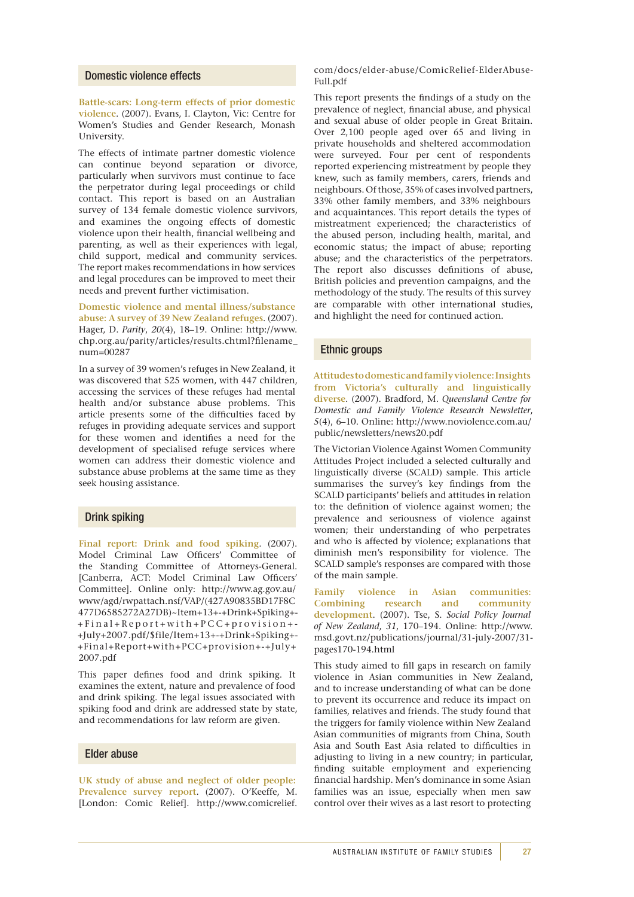## Domestic violence effects

**Battle-scars: Long-term effects of prior domestic violence**. (2007). Evans, I. Clayton, Vic: Centre for Women's Studies and Gender Research, Monash University.

The effects of intimate partner domestic violence can continue beyond separation or divorce, particularly when survivors must continue to face the perpetrator during legal proceedings or child contact. This report is based on an Australian survey of 134 female domestic violence survivors, and examines the ongoing effects of domestic violence upon their health, financial wellbeing and parenting, as well as their experiences with legal, child support, medical and community services. The report makes recommendations in how services and legal procedures can be improved to meet their needs and prevent further victimisation.

**Domestic violence and mental illness/substance abuse: A survey of 39 New Zealand refuges**. (2007). Hager, D. *Parity*, *20*(4), 18–19. Online: http://www.chp.org.au/parity/articles/results.chtml?filename_num=00287

In a survey of 39 women's refuges in New Zealand, it was discovered that 525 women, with 447 children, accessing the services of these refuges had mental health and/or substance abuse problems. This article presents some of the difficulties faced by refuges in providing adequate services and support for these women and identifies a need for the development of specialised refuge services where women can address their domestic violence and substance abuse problems at the same time as they seek housing assistance.

## Drink spiking

**Final report: Drink and food spiking**. (2007). Model Criminal Law Officers' Committee of the Standing Committee of Attorneys-General. [Canberra, ACT: Model Criminal Law Officers' Committee]. Online only: http://www.ag.gov.au/www/agd/rwpattach.nsf/VAP/(427A90835BD17F8C477D6585272A27DB)~Item+13+-+Drink+Spiking+-+Final+Report+with+PCC+provision+-+July+2007.pdf/$file/Item+13+-+Drink+Spiking+-+Final+Report+with+PCC+provision+-+July+2007.pdf

This paper defines food and drink spiking. It examines the extent, nature and prevalence of food and drink spiking. The legal issues associated with spiking food and drink are addressed state by state, and recommendations for law reform are given.

## Elder abuse

**UK study of abuse and neglect of older people: Prevalence survey report**. (2007). O'Keeffe, M. [London: Comic Relief]. http://www.comicrelief.com/docs/elder-abuse/ComicRelief-ElderAbuse-Full.pdf

This report presents the findings of a study on the prevalence of neglect, financial abuse, and physical and sexual abuse of older people in Great Britain. Over 2,100 people aged over 65 and living in private households and sheltered accommodation were surveyed. Four per cent of respondents reported experiencing mistreatment by people they knew, such as family members, carers, friends and neighbours. Of those, 35% of cases involved partners, 33% other family members, and 33% neighbours and acquaintances. This report details the types of mistreatment experienced; the characteristics of the abused person, including health, marital, and economic status; the impact of abuse; reporting abuse; and the characteristics of the perpetrators. The report also discusses definitions of abuse, British policies and prevention campaigns, and the methodology of the study. The results of this survey are comparable with other international studies, and highlight the need for continued action.

## Ethnic groups

**Attitudes to domestic and family violence: Insights from Victoria's culturally and linguistically diverse**. (2007). Bradford, M. *Queensland Centre for Domestic and Family Violence Research Newsletter*, *5*(4), 6–10. Online: http://www.noviolence.com.au/public/newsletters/news20.pdf

The Victorian Violence Against Women Community Attitudes Project included a selected culturally and linguistically diverse (SCALD) sample. This article summarises the survey's key findings from the SCALD participants' beliefs and attitudes in relation to: the definition of violence against women; the prevalence and seriousness of violence against women; their understanding of who perpetrates and who is affected by violence; explanations that diminish men's responsibility for violence. The SCALD sample's responses are compared with those of the main sample.

**Family violence in Asian communities: Combining research and community development**. (2007). Tse, S. *Social Policy Journal of New Zealand*, *31*, 170–194. Online: http://www.msd.govt.nz/publications/journal/31-july-2007/31-pages170-194.html

This study aimed to fill gaps in research on family violence in Asian communities in New Zealand, and to increase understanding of what can be done to prevent its occurrence and reduce its impact on families, relatives and friends. The study found that the triggers for family violence within New Zealand Asian communities of migrants from China, South Asia and South East Asia related to difficulties in adjusting to living in a new country; in particular, finding suitable employment and experiencing financial hardship. Men's dominance in some Asian families was an issue, especially when men saw control over their wives as a last resort to protecting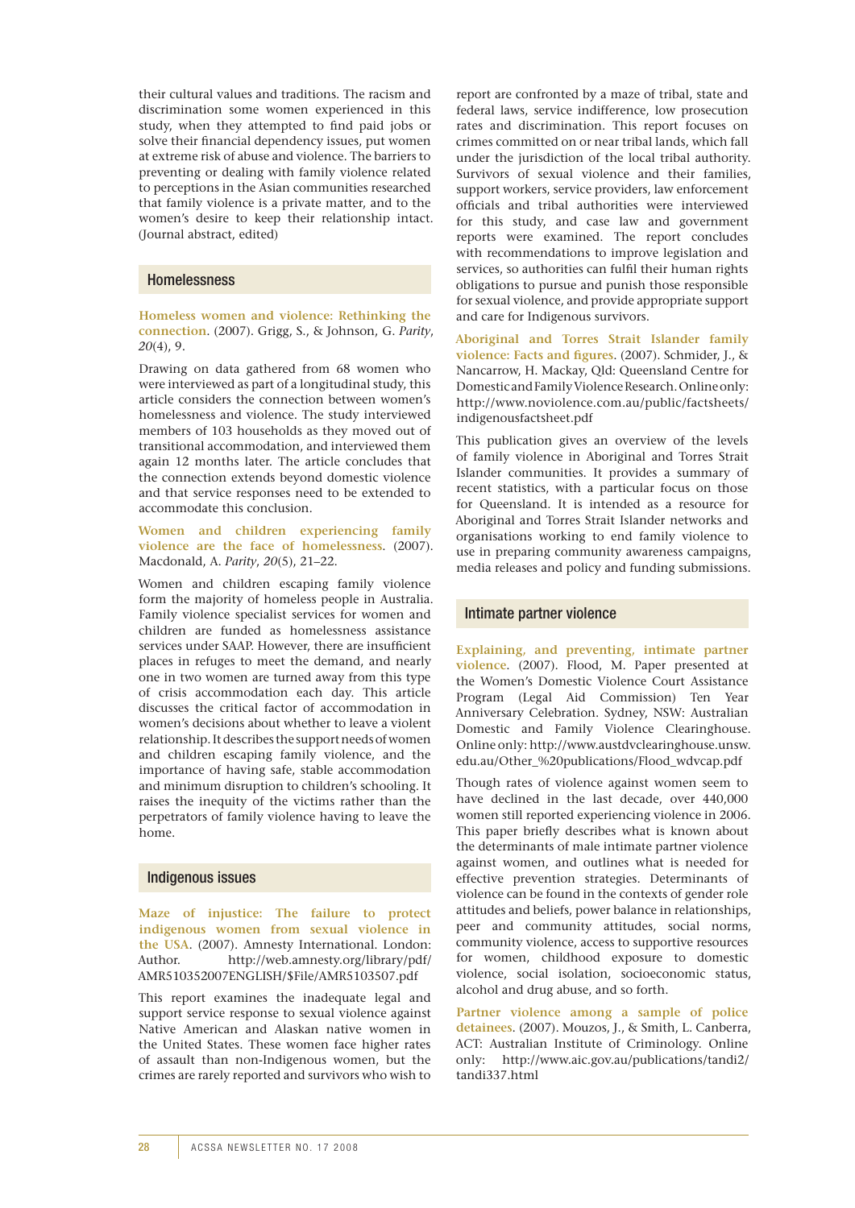their cultural values and traditions. The racism and discrimination some women experienced in this study, when they attempted to find paid jobs or solve their financial dependency issues, put women at extreme risk of abuse and violence. The barriers to preventing or dealing with family violence related to perceptions in the Asian communities researched that family violence is a private matter, and to the women's desire to keep their relationship intact. (Journal abstract, edited)

## Homelessness

**Homeless women and violence: Rethinking the connection**. (2007). Grigg, S., & Johnson, G. *Parity*, *20*(4), 9.

Drawing on data gathered from 68 women who were interviewed as part of a longitudinal study, this article considers the connection between women's homelessness and violence. The study interviewed members of 103 households as they moved out of transitional accommodation, and interviewed them again 12 months later. The article concludes that the connection extends beyond domestic violence and that service responses need to be extended to accommodate this conclusion.

**Women and children experiencing family violence are the face of homelessness**. (2007). Macdonald, A. *Parity*, *20*(5), 21–22.

Women and children escaping family violence form the majority of homeless people in Australia. Family violence specialist services for women and children are funded as homelessness assistance services under SAAP. However, there are insufficient places in refuges to meet the demand, and nearly one in two women are turned away from this type of crisis accommodation each day. This article discusses the critical factor of accommodation in women's decisions about whether to leave a violent relationship. It describes the support needs of women and children escaping family violence, and the importance of having safe, stable accommodation and minimum disruption to children's schooling. It raises the inequity of the victims rather than the perpetrators of family violence having to leave the home.

## Indigenous issues

**Maze of injustice: The failure to protect indigenous women from sexual violence in the USA**. (2007). Amnesty International. London: Author. http://web.amnesty.org/library/pdf/AMR510352007ENGLISH/$File/AMR5103507.pdf

This report examines the inadequate legal and support service response to sexual violence against Native American and Alaskan native women in the United States. These women face higher rates of assault than non-Indigenous women, but the crimes are rarely reported and survivors who wish to report are confronted by a maze of tribal, state and federal laws, service indifference, low prosecution rates and discrimination. This report focuses on crimes committed on or near tribal lands, which fall under the jurisdiction of the local tribal authority. Survivors of sexual violence and their families, support workers, service providers, law enforcement officials and tribal authorities were interviewed for this study, and case law and government reports were examined. The report concludes with recommendations to improve legislation and services, so authorities can fulfil their human rights obligations to pursue and punish those responsible for sexual violence, and provide appropriate support and care for Indigenous survivors.

**Aboriginal and Torres Strait Islander family violence: Facts and figures**. (2007). Schmider, J., & Nancarrow, H. Mackay, Qld: Queensland Centre for Domestic and Family Violence Research. Online only: http://www.noviolence.com.au/public/factsheets/indigenousfactsheet.pdf

This publication gives an overview of the levels of family violence in Aboriginal and Torres Strait Islander communities. It provides a summary of recent statistics, with a particular focus on those for Queensland. It is intended as a resource for Aboriginal and Torres Strait Islander networks and organisations working to end family violence to use in preparing community awareness campaigns, media releases and policy and funding submissions.

## Intimate partner violence

**Explaining, and preventing, intimate partner violence**. (2007). Flood, M. Paper presented at the Women's Domestic Violence Court Assistance Program (Legal Aid Commission) Ten Year Anniversary Celebration. Sydney, NSW: Australian Domestic and Family Violence Clearinghouse. Online only: http://www.austdvclearinghouse.unsw.edu.au/Other_%20publications/Flood_wdvcap.pdf

Though rates of violence against women seem to have declined in the last decade, over 440,000 women still reported experiencing violence in 2006. This paper briefly describes what is known about the determinants of male intimate partner violence against women, and outlines what is needed for effective prevention strategies. Determinants of violence can be found in the contexts of gender role attitudes and beliefs, power balance in relationships, peer and community attitudes, social norms, community violence, access to supportive resources for women, childhood exposure to domestic violence, social isolation, socioeconomic status, alcohol and drug abuse, and so forth.

**Partner violence among a sample of police detainees**. (2007). Mouzos, J., & Smith, L. Canberra, ACT: Australian Institute of Criminology. Online only: http://www.aic.gov.au/publications/tandi2/tandi337.html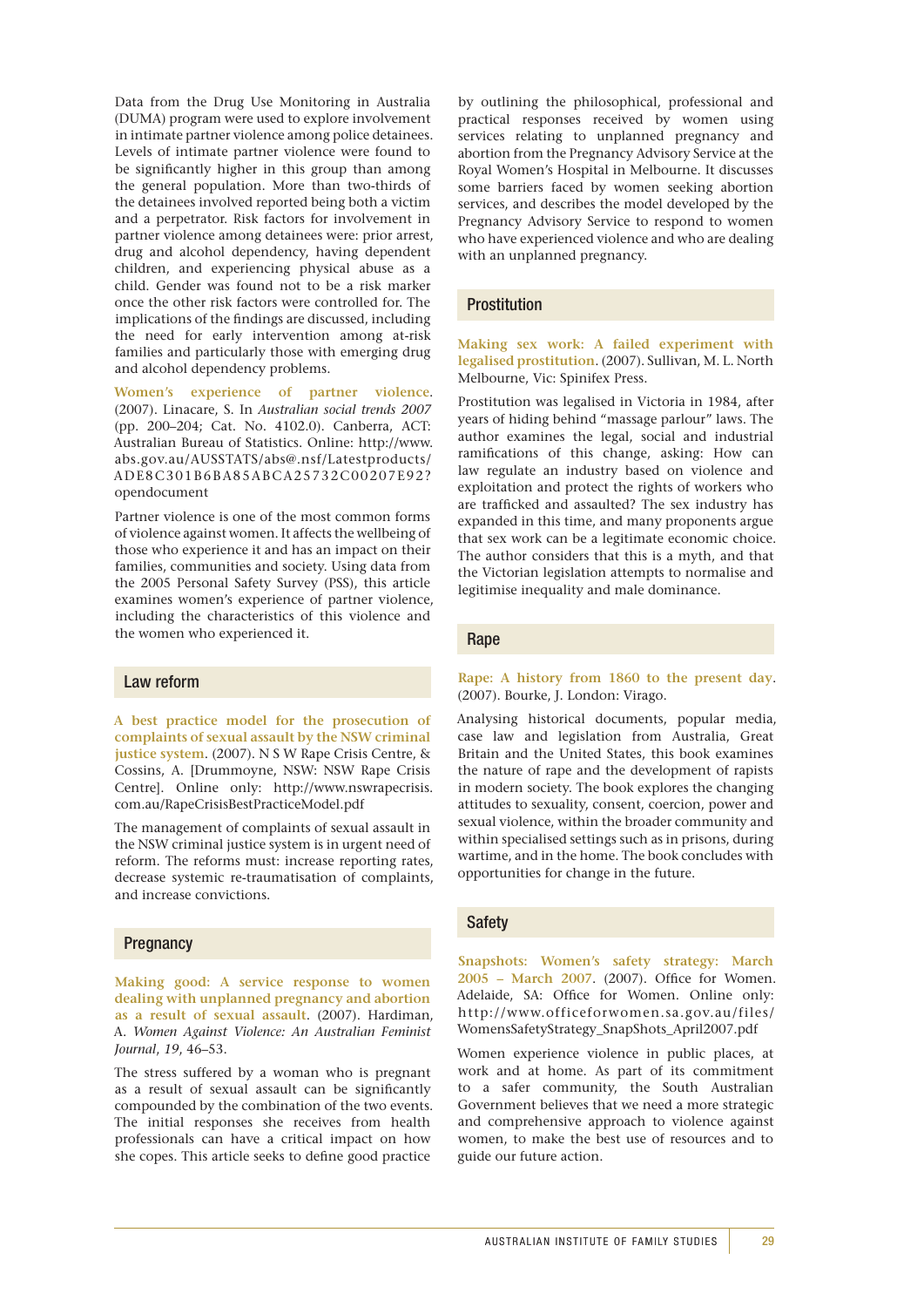Data from the Drug Use Monitoring in Australia (DUMA) program were used to explore involvement in intimate partner violence among police detainees. Levels of intimate partner violence were found to be significantly higher in this group than among the general population. More than two-thirds of the detainees involved reported being both a victim and a perpetrator. Risk factors for involvement in partner violence among detainees were: prior arrest, drug and alcohol dependency, having dependent children, and experiencing physical abuse as a child. Gender was found not to be a risk marker once the other risk factors were controlled for. The implications of the findings are discussed, including the need for early intervention among at-risk families and particularly those with emerging drug and alcohol dependency problems.

**Women's experience of partner violence**. (2007). Linacare, S. In *Australian social trends 2007* (pp. 200–204; Cat. No. 4102.0). Canberra, ACT: Australian Bureau of Statistics. Online: http://www.abs.gov.au/AUSSTATS/abs@.nsf/Latestproducts/ADE8C301B6BA85ABCA25732C00207E92?opendocument

Partner violence is one of the most common forms of violence against women. It affects the wellbeing of those who experience it and has an impact on their families, communities and society. Using data from the 2005 Personal Safety Survey (PSS), this article examines women's experience of partner violence, including the characteristics of this violence and the women who experienced it.

## Law reform

**A best practice model for the prosecution of complaints of sexual assault by the NSW criminal justice system**. (2007). N S W Rape Crisis Centre, & Cossins, A. [Drummoyne, NSW: NSW Rape Crisis Centre]. Online only: http://www.nswrapecrisis.com.au/RapeCrisisBestPracticeModel.pdf

The management of complaints of sexual assault in the NSW criminal justice system is in urgent need of reform. The reforms must: increase reporting rates, decrease systemic re-traumatisation of complaints, and increase convictions.

## Pregnancy

**Making good: A service response to women dealing with unplanned pregnancy and abortion as a result of sexual assault**. (2007). Hardiman, A. *Women Against Violence: An Australian Feminist Journal*, *19*, 46–53.

The stress suffered by a woman who is pregnant as a result of sexual assault can be significantly compounded by the combination of the two events. The initial responses she receives from health professionals can have a critical impact on how she copes. This article seeks to define good practice by outlining the philosophical, professional and practical responses received by women using services relating to unplanned pregnancy and abortion from the Pregnancy Advisory Service at the Royal Women's Hospital in Melbourne. It discusses some barriers faced by women seeking abortion services, and describes the model developed by the Pregnancy Advisory Service to respond to women who have experienced violence and who are dealing with an unplanned pregnancy.

## Prostitution

**Making sex work: A failed experiment with legalised prostitution**. (2007). Sullivan, M. L. North Melbourne, Vic: Spinifex Press.

Prostitution was legalised in Victoria in 1984, after years of hiding behind "massage parlour" laws. The author examines the legal, social and industrial ramifications of this change, asking: How can law regulate an industry based on violence and exploitation and protect the rights of workers who are trafficked and assaulted? The sex industry has expanded in this time, and many proponents argue that sex work can be a legitimate economic choice. The author considers that this is a myth, and that the Victorian legislation attempts to normalise and legitimise inequality and male dominance.

## Rape

**Rape: A history from 1860 to the present day**. (2007). Bourke, J. London: Virago.

Analysing historical documents, popular media, case law and legislation from Australia, Great Britain and the United States, this book examines the nature of rape and the development of rapists in modern society. The book explores the changing attitudes to sexuality, consent, coercion, power and sexual violence, within the broader community and within specialised settings such as in prisons, during wartime, and in the home. The book concludes with opportunities for change in the future.

## Safety

**Snapshots: Women's safety strategy: March 2005 – March 2007**. (2007). Office for Women. Adelaide, SA: Office for Women. Online only: http://www.officeforwomen.sa.gov.au/files/WomensSafetyStrategy_SnapShots_April2007.pdf

Women experience violence in public places, at work and at home. As part of its commitment to a safer community, the South Australian Government believes that we need a more strategic and comprehensive approach to violence against women, to make the best use of resources and to guide our future action.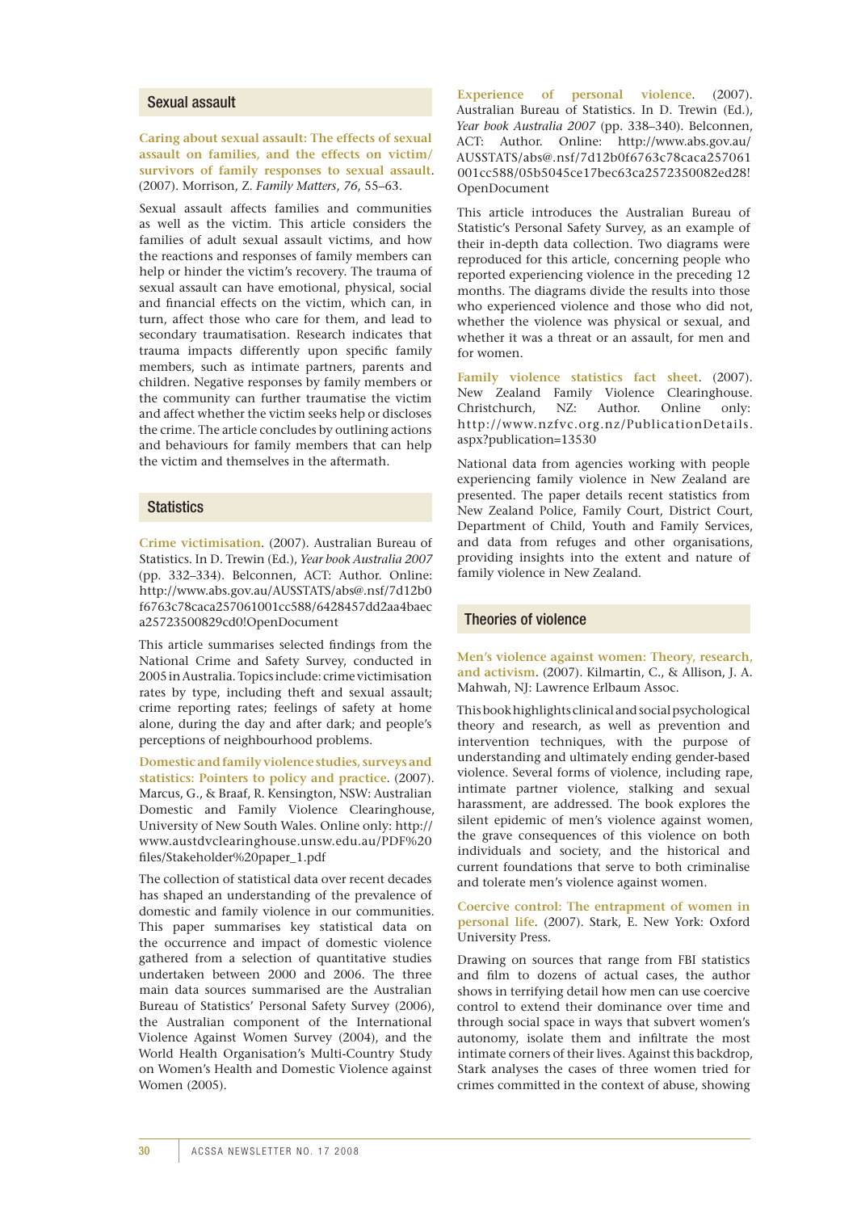## Sexual assault

**Caring about sexual assault: The effects of sexual assault on families, and the effects on victim/survivors of family responses to sexual assault**. (2007). Morrison, Z. *Family Matters*, *76*, 55–63.

Sexual assault affects families and communities as well as the victim. This article considers the families of adult sexual assault victims, and how the reactions and responses of family members can help or hinder the victim's recovery. The trauma of sexual assault can have emotional, physical, social and financial effects on the victim, which can, in turn, affect those who care for them, and lead to secondary traumatisation. Research indicates that trauma impacts differently upon specific family members, such as intimate partners, parents and children. Negative responses by family members or the community can further traumatise the victim and affect whether the victim seeks help or discloses the crime. The article concludes by outlining actions and behaviours for family members that can help the victim and themselves in the aftermath.

## Statistics

**Crime victimisation**. (2007). Australian Bureau of Statistics. In D. Trewin (Ed.), *Year book Australia 2007* (pp. 332–334). Belconnen, ACT: Author. Online: http://www.abs.gov.au/AUSSTATS/abs@.nsf/7d12b0f6763c78caca257061001cc588/6428457dd2aa4baeca25723500829cd0!OpenDocument

This article summarises selected findings from the National Crime and Safety Survey, conducted in 2005 in Australia. Topics include: crime victimisation rates by type, including theft and sexual assault; crime reporting rates; feelings of safety at home alone, during the day and after dark; and people's perceptions of neighbourhood problems.

**Domestic and family violence studies, surveys and statistics: Pointers to policy and practice**. (2007). Marcus, G., & Braaf, R. Kensington, NSW: Australian Domestic and Family Violence Clearinghouse, University of New South Wales. Online only: http://www.austdvclearinghouse.unsw.edu.au/PDF%20files/Stakeholder%20paper_1.pdf

The collection of statistical data over recent decades has shaped an understanding of the prevalence of domestic and family violence in our communities. This paper summarises key statistical data on the occurrence and impact of domestic violence gathered from a selection of quantitative studies undertaken between 2000 and 2006. The three main data sources summarised are the Australian Bureau of Statistics' Personal Safety Survey (2006), the Australian component of the International Violence Against Women Survey (2004), and the World Health Organisation's Multi-Country Study on Women's Health and Domestic Violence against Women (2005).

**Experience of personal violence**. (2007). Australian Bureau of Statistics. In D. Trewin (Ed.), *Year book Australia 2007* (pp. 338–340). Belconnen, ACT: Author. Online: http://www.abs.gov.au/AUSSTATS/abs@.nsf/7d12b0f6763c78caca257061001cc588/05b5045ce17bec63ca2572350082ed28!OpenDocument

This article introduces the Australian Bureau of Statistic's Personal Safety Survey, as an example of their in-depth data collection. Two diagrams were reproduced for this article, concerning people who reported experiencing violence in the preceding 12 months. The diagrams divide the results into those who experienced violence and those who did not, whether the violence was physical or sexual, and whether it was a threat or an assault, for men and for women.

**Family violence statistics fact sheet**. (2007). New Zealand Family Violence Clearinghouse. Christchurch, NZ: Author. Online only: http://www.nzfvc.org.nz/PublicationDetails.aspx?publication=13530

National data from agencies working with people experiencing family violence in New Zealand are presented. The paper details recent statistics from New Zealand Police, Family Court, District Court, Department of Child, Youth and Family Services, and data from refuges and other organisations, providing insights into the extent and nature of family violence in New Zealand.

## Theories of violence

**Men's violence against women: Theory, research, and activism**. (2007). Kilmartin, C., & Allison, J. A. Mahwah, NJ: Lawrence Erlbaum Assoc.

This book highlights clinical and social psychological theory and research, as well as prevention and intervention techniques, with the purpose of understanding and ultimately ending gender-based violence. Several forms of violence, including rape, intimate partner violence, stalking and sexual harassment, are addressed. The book explores the silent epidemic of men's violence against women, the grave consequences of this violence on both individuals and society, and the historical and current foundations that serve to both criminalise and tolerate men's violence against women.

**Coercive control: The entrapment of women in personal life**. (2007). Stark, E. New York: Oxford University Press.

Drawing on sources that range from FBI statistics and film to dozens of actual cases, the author shows in terrifying detail how men can use coercive control to extend their dominance over time and through social space in ways that subvert women's autonomy, isolate them and infiltrate the most intimate corners of their lives. Against this backdrop, Stark analyses the cases of three women tried for crimes committed in the context of abuse, showing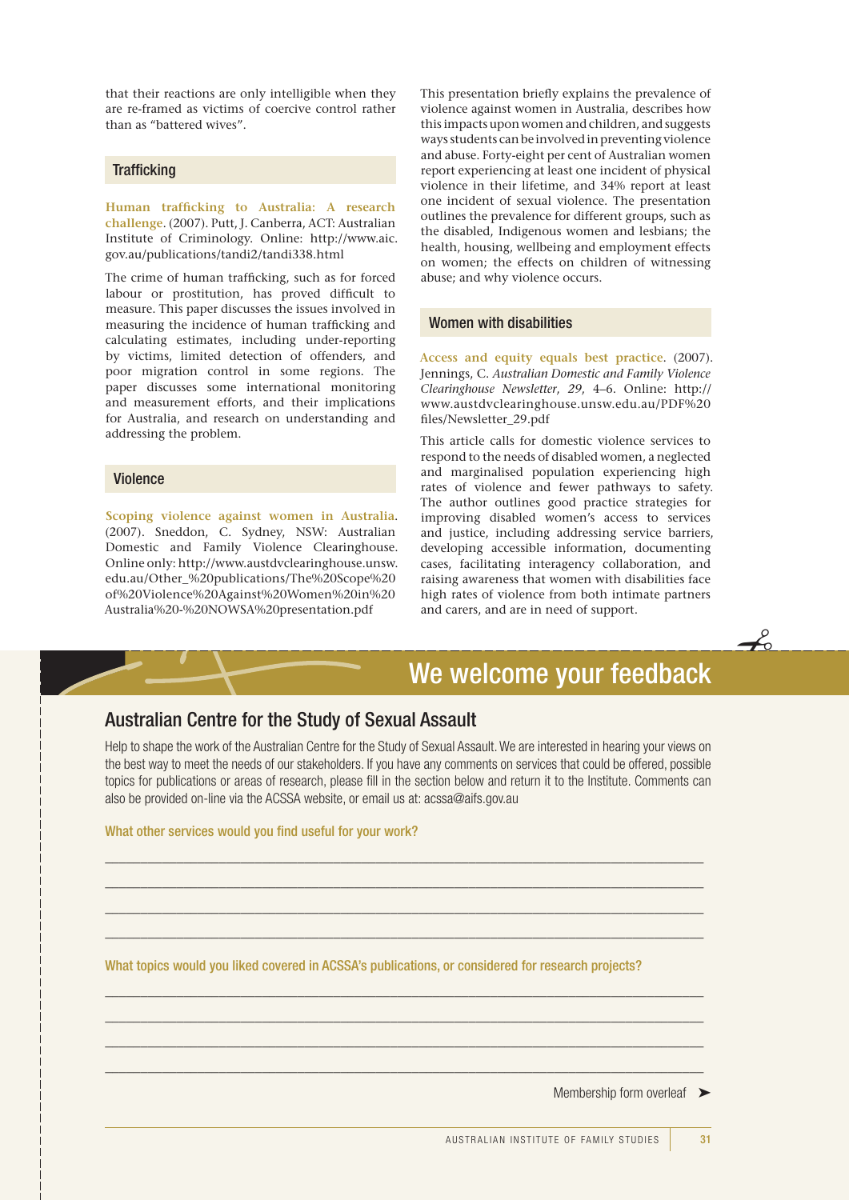that their reactions are only intelligible when they are re-framed as victims of coercive control rather than as "battered wives".

## Trafficking

**Human trafficking to Australia: A research challenge**. (2007). Putt, J. Canberra, ACT: Australian Institute of Criminology. Online: http://www.aic.gov.au/publications/tandi2/tandi338.html

The crime of human trafficking, such as for forced labour or prostitution, has proved difficult to measure. This paper discusses the issues involved in measuring the incidence of human trafficking and calculating estimates, including under-reporting by victims, limited detection of offenders, and poor migration control in some regions. The paper discusses some international monitoring and measurement efforts, and their implications for Australia, and research on understanding and addressing the problem.

## Violence

**Scoping violence against women in Australia**. (2007). Sneddon, C. Sydney, NSW: Australian Domestic and Family Violence Clearinghouse. Online only: http://www.austdvclearinghouse.unsw.edu.au/Other_%20publications/The%20Scope%20of%20Violence%20Against%20Women%20in%20Australia%20-%20NOWSA%20presentation.pdf

This presentation briefly explains the prevalence of violence against women in Australia, describes how this impacts upon women and children, and suggests ways students can be involved in preventing violence and abuse. Forty-eight per cent of Australian women report experiencing at least one incident of physical violence in their lifetime, and 34% report at least one incident of sexual violence. The presentation outlines the prevalence for different groups, such as the disabled, Indigenous women and lesbians; the health, housing, wellbeing and employment effects on women; the effects on children of witnessing abuse; and why violence occurs.

## Women with disabilities

**Access and equity equals best practice**. (2007). Jennings, C. *Australian Domestic and Family Violence Clearinghouse Newsletter*, *29*, 4–6. Online: http://www.austdvclearinghouse.unsw.edu.au/PDF%20files/Newsletter_29.pdf

This article calls for domestic violence services to respond to the needs of disabled women, a neglected and marginalised population experiencing high rates of violence and fewer pathways to safety. The author outlines good practice strategies for improving disabled women's access to services and justice, including addressing service barriers, developing accessible information, documenting cases, facilitating interagency collaboration, and raising awareness that women with disabilities face high rates of violence from both intimate partners and carers, and are in need of support.

# We welcome your feedback

## Australian Centre for the Study of Sexual Assault

Help to shape the work of the Australian Centre for the Study of Sexual Assault. We are interested in hearing your views on the best way to meet the needs of our stakeholders. If you have any comments on services that could be offered, possible topics for publications or areas of research, please fill in the section below and return it to the Institute. Comments can also be provided on-line via the ACSSA website, or email us at: acssa@aifs.gov.au

**What other services would you find useful for your work?**

\_\_\_\_\_\_\_\_\_\_\_\_\_\_\_\_\_\_\_\_\_\_\_\_\_\_\_\_\_\_\_\_\_\_\_\_\_\_\_\_\_\_\_\_\_\_\_\_\_\_\_\_\_\_\_\_\_\_\_\_

\_\_\_\_\_\_\_\_\_\_\_\_\_\_\_\_\_\_\_\_\_\_\_\_\_\_\_\_\_\_\_\_\_\_\_\_\_\_\_\_\_\_\_\_\_\_\_\_\_\_\_\_\_\_\_\_\_\_\_\_

\_\_\_\_\_\_\_\_\_\_\_\_\_\_\_\_\_\_\_\_\_\_\_\_\_\_\_\_\_\_\_\_\_\_\_\_\_\_\_\_\_\_\_\_\_\_\_\_\_\_\_\_\_\_\_\_\_\_\_\_

\_\_\_\_\_\_\_\_\_\_\_\_\_\_\_\_\_\_\_\_\_\_\_\_\_\_\_\_\_\_\_\_\_\_\_\_\_\_\_\_\_\_\_\_\_\_\_\_\_\_\_\_\_\_\_\_\_\_\_\_

**What topics would you liked covered in ACSSA's publications, or considered for research projects?**

\_\_\_\_\_\_\_\_\_\_\_\_\_\_\_\_\_\_\_\_\_\_\_\_\_\_\_\_\_\_\_\_\_\_\_\_\_\_\_\_\_\_\_\_\_\_\_\_\_\_\_\_\_\_\_\_\_\_\_\_

\_\_\_\_\_\_\_\_\_\_\_\_\_\_\_\_\_\_\_\_\_\_\_\_\_\_\_\_\_\_\_\_\_\_\_\_\_\_\_\_\_\_\_\_\_\_\_\_\_\_\_\_\_\_\_\_\_\_\_\_

\_\_\_\_\_\_\_\_\_\_\_\_\_\_\_\_\_\_\_\_\_\_\_\_\_\_\_\_\_\_\_\_\_\_\_\_\_\_\_\_\_\_\_\_\_\_\_\_\_\_\_\_\_\_\_\_\_\_\_\_

\_\_\_\_\_\_\_\_\_\_\_\_\_\_\_\_\_\_\_\_\_\_\_\_\_\_\_\_\_\_\_\_\_\_\_\_\_\_\_\_\_\_\_\_\_\_\_\_\_\_\_\_\_\_\_\_\_\_\_\_

Membership form overleaf ➤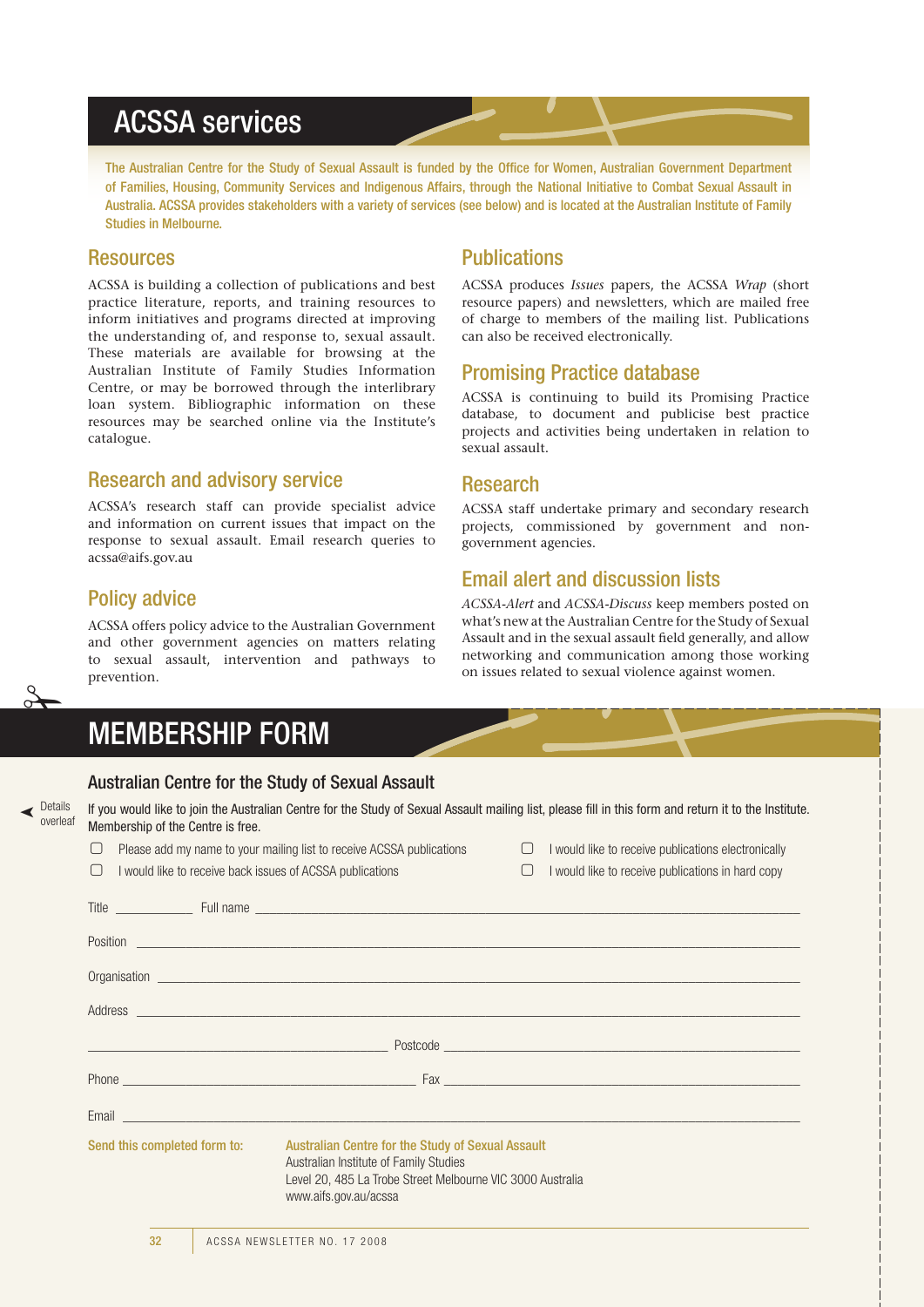# ACSSA services

The Australian Centre for the Study of Sexual Assault is funded by the Office for Women, Australian Government Department of Families, Housing, Community Services and Indigenous Affairs, through the National Initiative to Combat Sexual Assault in Australia. ACSSA provides stakeholders with a variety of services (see below) and is located at the Australian Institute of Family Studies in Melbourne.

## Resources

ACSSA is building a collection of publications and best practice literature, reports, and training resources to inform initiatives and programs directed at improving the understanding of, and response to, sexual assault. These materials are available for browsing at the Australian Institute of Family Studies Information Centre, or may be borrowed through the interlibrary loan system. Bibliographic information on these resources may be searched online via the Institute's catalogue.

## Research and advisory service

ACSSA's research staff can provide specialist advice and information on current issues that impact on the response to sexual assault. Email research queries to acssa@aifs.gov.au

## Policy advice

ACSSA offers policy advice to the Australian Government and other government agencies on matters relating to sexual assault, intervention and pathways to prevention.

## Publications

ACSSA produces *Issues* papers, the ACSSA *Wrap* (short resource papers) and newsletters, which are mailed free of charge to members of the mailing list. Publications can also be received electronically.

## Promising Practice database

ACSSA is continuing to build its Promising Practice database, to document and publicise best practice projects and activities being undertaken in relation to sexual assault.

## Research

ACSSA staff undertake primary and secondary research projects, commissioned by government and non-government agencies.

## Email alert and discussion lists

*ACSSA-Alert* and *ACSSA-Discuss* keep members posted on what's new at the Australian Centre for the Study of Sexual Assault and in the sexual assault field generally, and allow networking and communication among those working on issues related to sexual violence against women.

# MEMBERSHIP FORM

### Australian Centre for the Study of Sexual Assault

Details overleaf

If you would like to join the Australian Centre for the Study of Sexual Assault mailing list, please fill in this form and return it to the Institute. Membership of the Centre is free.

- ☐ Please add my name to your mailing list to receive ACSSA publications
- ☐ I would like to receive back issues of ACSSA publications
- ☐ I would like to receive publications electronically
- ☐ I would like to receive publications in hard copy

Title ____________ Full name ______________________________________________

Position ______________________________________________

Organisation ______________________________________________

Address ______________________________________________

______________________________ Postcode ______________________________

Phone ______________________________ Fax ______________________________

Email ______________________________________________

**Send this completed form to:**

**Australian Centre for the Study of Sexual Assault**
Australian Institute of Family Studies
Level 20, 485 La Trobe Street Melbourne VIC 3000 Australia
www.aifs.gov.au/acssa